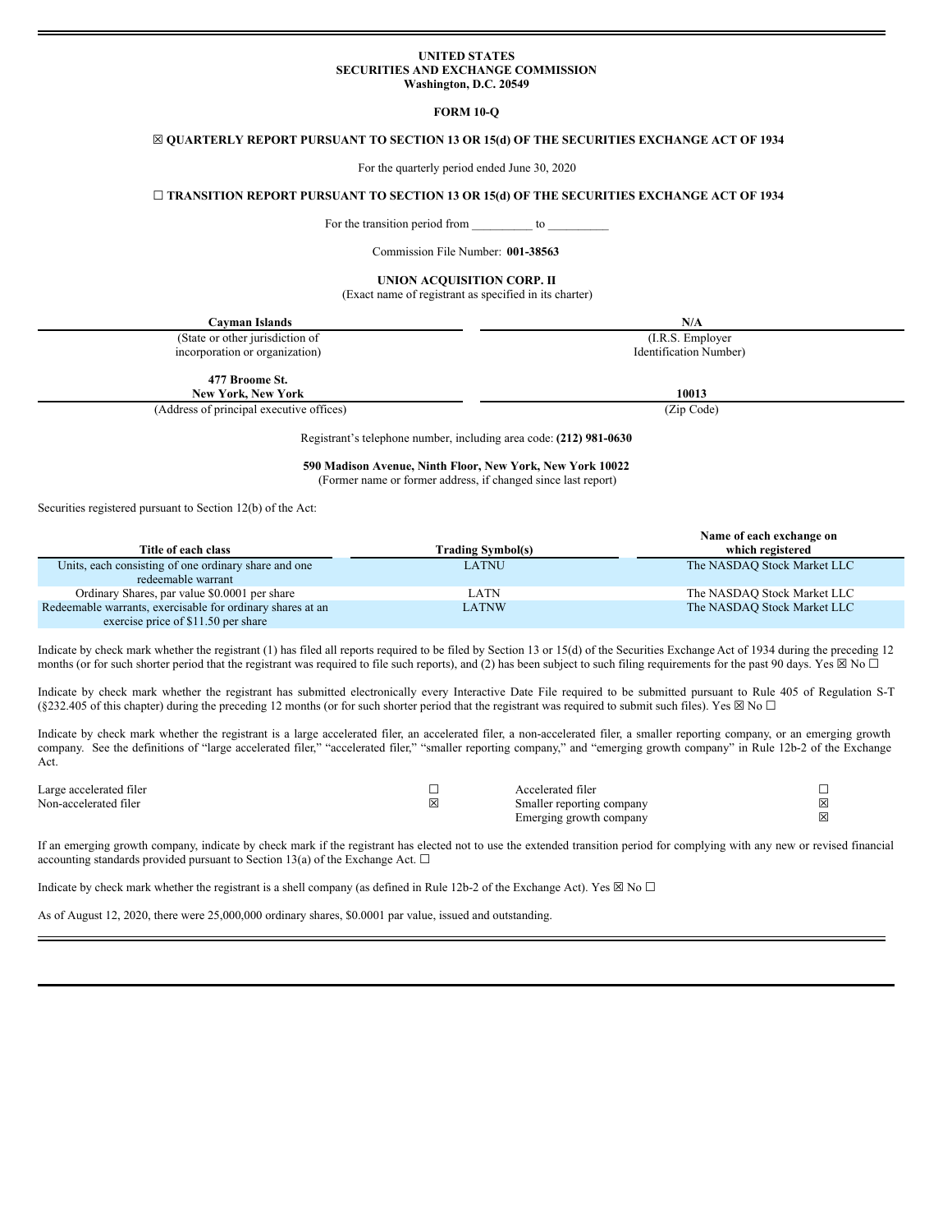**UNITED STATES**
**SECURITIES AND EXCHANGE COMMISSION**
**Washington, D.C. 20549**

**FORM 10-Q**

☒ **QUARTERLY REPORT PURSUANT TO SECTION 13 OR 15(d) OF THE SECURITIES EXCHANGE ACT OF 1934**

For the quarterly period ended June 30, 2020

☐ **TRANSITION REPORT PURSUANT TO SECTION 13 OR 15(d) OF THE SECURITIES EXCHANGE ACT OF 1934**

For the transition period from __________ to __________

Commission File Number: **001-38563**

**UNION ACQUISITION CORP. II**
(Exact name of registrant as specified in its charter)

| **Cayman Islands** | **N/A** |
|---|---|
| (State or other jurisdiction of incorporation or organization) | (I.R.S. Employer Identification Number) |
| **477 Broome St. New York, New York** | **10013** |
| (Address of principal executive offices) | (Zip Code) |

Registrant's telephone number, including area code: **(212) 981-0630**

**590 Madison Avenue, Ninth Floor, New York, New York 10022**
(Former name or former address, if changed since last report)

Securities registered pursuant to Section 12(b) of the Act:

| Title of each class | Trading Symbol(s) | Name of each exchange on which registered |
|---|---|---|
| Units, each consisting of one ordinary share and one redeemable warrant | LATNU | The NASDAQ Stock Market LLC |
| Ordinary Shares, par value $0.0001 per share | LATN | The NASDAQ Stock Market LLC |
| Redeemable warrants, exercisable for ordinary shares at an exercise price of $11.50 per share | LATNW | The NASDAQ Stock Market LLC |

Indicate by check mark whether the registrant (1) has filed all reports required to be filed by Section 13 or 15(d) of the Securities Exchange Act of 1934 during the preceding 12 months (or for such shorter period that the registrant was required to file such reports), and (2) has been subject to such filing requirements for the past 90 days. Yes ☒ No ☐

Indicate by check mark whether the registrant has submitted electronically every Interactive Date File required to be submitted pursuant to Rule 405 of Regulation S-T (§232.405 of this chapter) during the preceding 12 months (or for such shorter period that the registrant was required to submit such files). Yes ☒ No ☐

Indicate by check mark whether the registrant is a large accelerated filer, an accelerated filer, a non-accelerated filer, a smaller reporting company, or an emerging growth company. See the definitions of "large accelerated filer," "accelerated filer," "smaller reporting company," and "emerging growth company" in Rule 12b-2 of the Exchange Act.

| | | | |
|---|---|---|---|
| Large accelerated filer | ☐ | Accelerated filer | ☐ |
| Non-accelerated filer | ☒ | Smaller reporting company | ☒ |
| | | Emerging growth company | ☒ |

If an emerging growth company, indicate by check mark if the registrant has elected not to use the extended transition period for complying with any new or revised financial accounting standards provided pursuant to Section 13(a) of the Exchange Act. ☐

Indicate by check mark whether the registrant is a shell company (as defined in Rule 12b-2 of the Exchange Act). Yes ☒ No ☐

As of August 12, 2020, there were 25,000,000 ordinary shares, $0.0001 par value, issued and outstanding.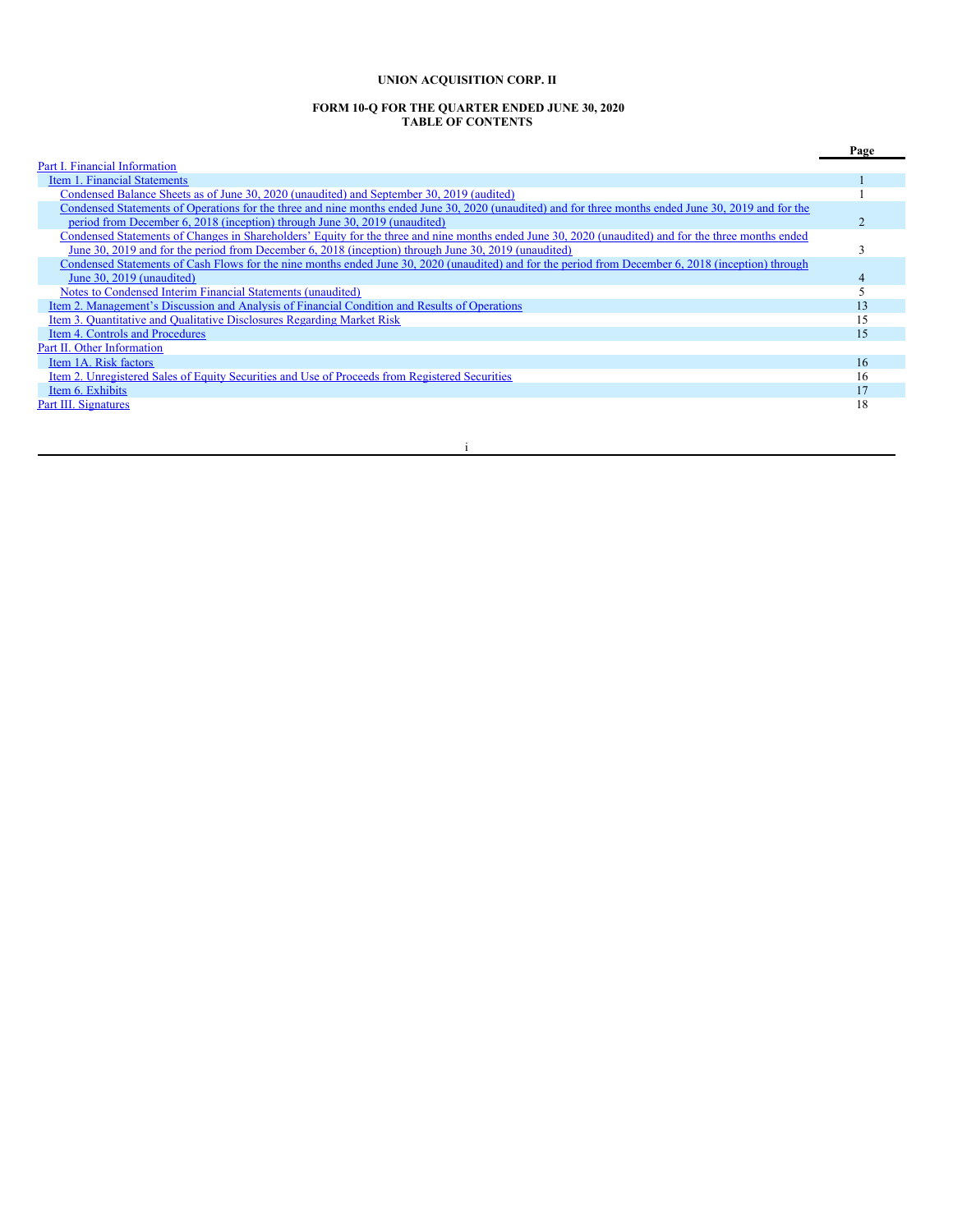**UNION ACQUISITION CORP. II**

**FORM 10-Q FOR THE QUARTER ENDED JUNE 30, 2020**
**TABLE OF CONTENTS**

| | Page |
|---|---|
| Part I. Financial Information | |
| Item 1. Financial Statements | 1 |
| Condensed Balance Sheets as of June 30, 2020 (unaudited) and September 30, 2019 (audited) | 1 |
| Condensed Statements of Operations for the three and nine months ended June 30, 2020 (unaudited) and for three months ended June 30, 2019 and for the period from December 6, 2018 (inception) through June 30, 2019 (unaudited) | 2 |
| Condensed Statements of Changes in Shareholders' Equity for the three and nine months ended June 30, 2020 (unaudited) and for the three months ended June 30, 2019 and for the period from December 6, 2018 (inception) through June 30, 2019 (unaudited) | 3 |
| Condensed Statements of Cash Flows for the nine months ended June 30, 2020 (unaudited) and for the period from December 6, 2018 (inception) through June 30, 2019 (unaudited) | 4 |
| Notes to Condensed Interim Financial Statements (unaudited) | 5 |
| Item 2. Management's Discussion and Analysis of Financial Condition and Results of Operations | 13 |
| Item 3. Quantitative and Qualitative Disclosures Regarding Market Risk | 15 |
| Item 4. Controls and Procedures | 15 |
| Part II. Other Information | |
| Item 1A. Risk factors | 16 |
| Item 2. Unregistered Sales of Equity Securities and Use of Proceeds from Registered Securities | 16 |
| Item 6. Exhibits | 17 |
| Part III. Signatures | 18 |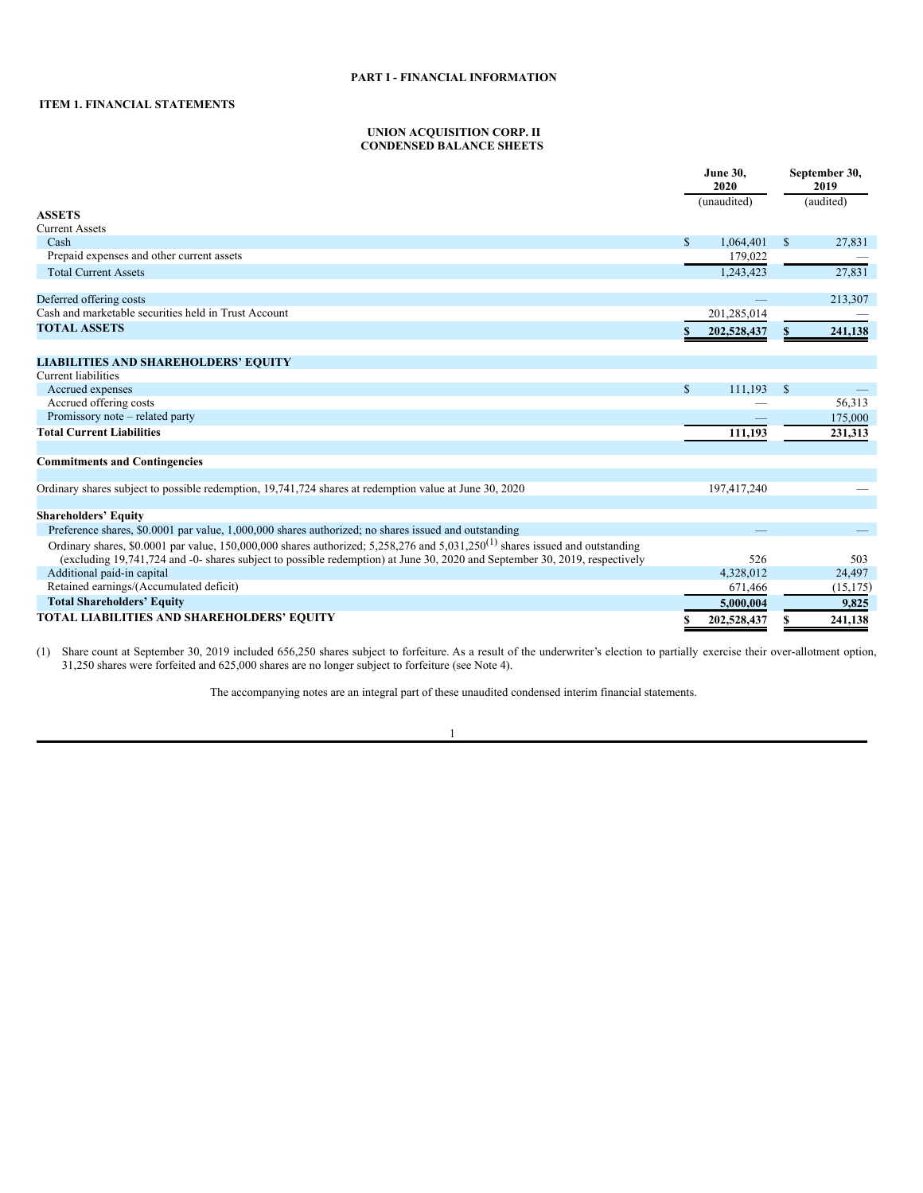# PART I - FINANCIAL INFORMATION

## ITEM 1. FINANCIAL STATEMENTS

### UNION ACQUISITION CORP. II
### CONDENSED BALANCE SHEETS

| | June 30, 2020 | September 30, 2019 |
|---|---|---|
| | (unaudited) | (audited) |
| **ASSETS** | | |
| Current Assets | | |
| Cash | $ 1,064,401 | $ 27,831 |
| Prepaid expenses and other current assets | 179,022 | — |
| Total Current Assets | 1,243,423 | 27,831 |
| | | |
| Deferred offering costs | — | 213,307 |
| Cash and marketable securities held in Trust Account | 201,285,014 | — |
| **TOTAL ASSETS** | **$ 202,528,437** | **$ 241,138** |
| | | |
| **LIABILITIES AND SHAREHOLDERS' EQUITY** | | |
| Current liabilities | | |
| Accrued expenses | $ 111,193 | $ — |
| Accrued offering costs | — | 56,313 |
| Promissory note – related party | — | 175,000 |
| **Total Current Liabilities** | **111,193** | **231,313** |
| | | |
| **Commitments and Contingencies** | | |
| | | |
| Ordinary shares subject to possible redemption, 19,741,724 shares at redemption value at June 30, 2020 | 197,417,240 | — |
| | | |
| **Shareholders' Equity** | | |
| Preference shares, $0.0001 par value, 1,000,000 shares authorized; no shares issued and outstanding | — | — |
| Ordinary shares, $0.0001 par value, 150,000,000 shares authorized; 5,258,276 and 5,031,250[(1)] shares issued and outstanding (excluding 19,741,724 and -0- shares subject to possible redemption) at June 30, 2020 and September 30, 2019, respectively | 526 | 503 |
| Additional paid-in capital | 4,328,012 | 24,497 |
| Retained earnings/(Accumulated deficit) | 671,466 | (15,175) |
| **Total Shareholders' Equity** | **5,000,004** | **9,825** |
| **TOTAL LIABILITIES AND SHAREHOLDERS' EQUITY** | **$ 202,528,437** | **$ 241,138** |

(1) Share count at September 30, 2019 included 656,250 shares subject to forfeiture. As a result of the underwriter's election to partially exercise their over-allotment option, 31,250 shares were forfeited and 625,000 shares are no longer subject to forfeiture (see Note 4).

The accompanying notes are an integral part of these unaudited condensed interim financial statements.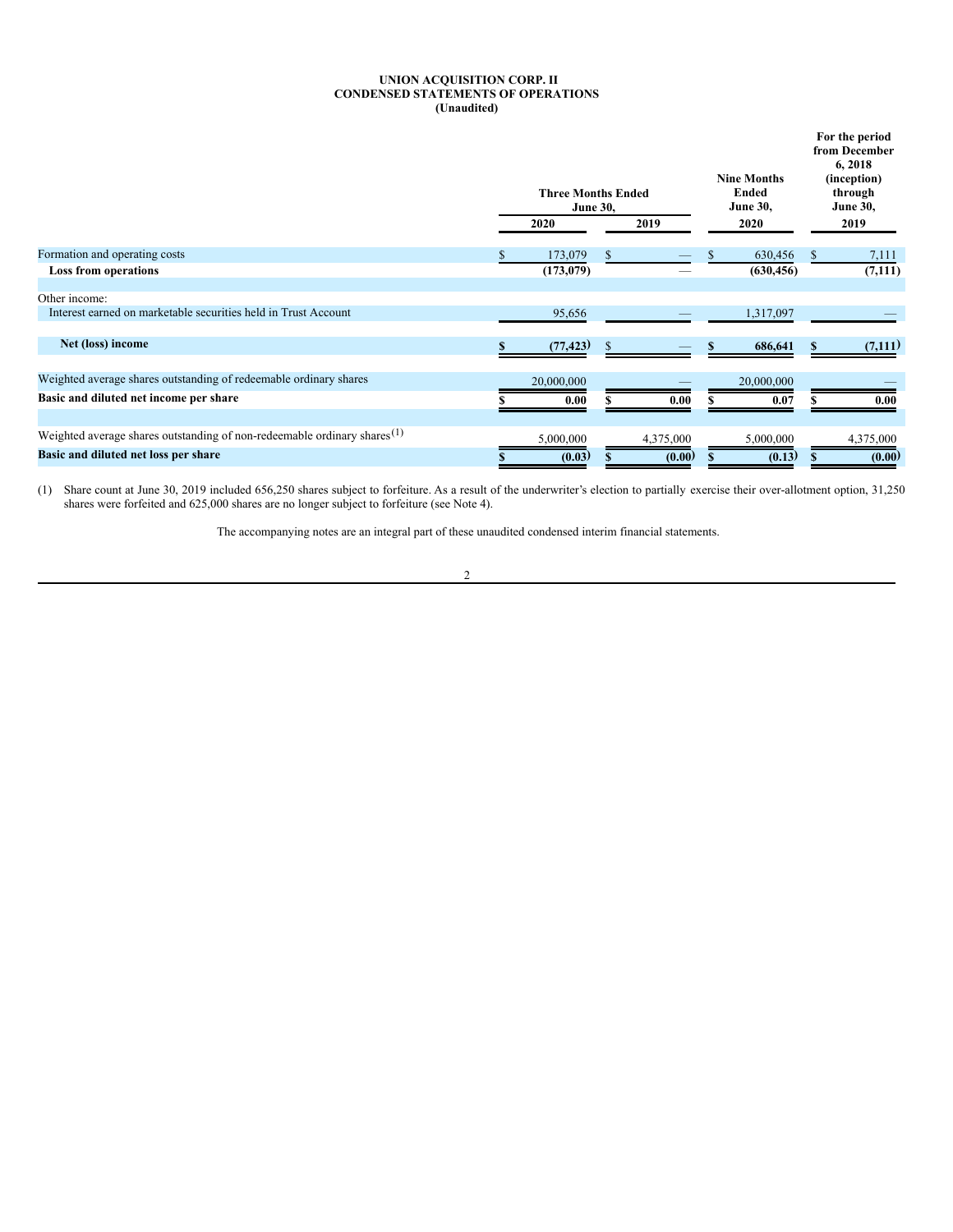**UNION ACQUISITION CORP. II**
**CONDENSED STATEMENTS OF OPERATIONS**
**(Unaudited)**

| | Three Months Ended June 30, 2020 | Three Months Ended June 30, 2019 | Nine Months Ended June 30, 2020 | For the period from December 6, 2018 (inception) through June 30, 2019 |
|---|---|---|---|---|
| Formation and operating costs | $ 173,079 | $ — | $ 630,456 | $ 7,111 |
| **Loss from operations** | **(173,079)** | — | **(630,456)** | **(7,111)** |
| | | | | |
| Other income: | | | | |
| Interest earned on marketable securities held in Trust Account | 95,656 | — | 1,317,097 | — |
| | | | | |
| **Net (loss) income** | **$ (77,423)** | $ — | **$ 686,641** | **$ (7,111)** |
| | | | | |
| Weighted average shares outstanding of redeemable ordinary shares | 20,000,000 | — | 20,000,000 | — |
| **Basic and diluted net income per share** | **$ 0.00** | **$ 0.00** | **$ 0.07** | **$ 0.00** |
| | | | | |
| Weighted average shares outstanding of non-redeemable ordinary shares(1) | 5,000,000 | 4,375,000 | 5,000,000 | 4,375,000 |
| **Basic and diluted net loss per share** | **$ (0.03)** | **$ (0.00)** | **$ (0.13)** | **$ (0.00)** |

(1) Share count at June 30, 2019 included 656,250 shares subject to forfeiture. As a result of the underwriter's election to partially exercise their over-allotment option, 31,250 shares were forfeited and 625,000 shares are no longer subject to forfeiture (see Note 4).

The accompanying notes are an integral part of these unaudited condensed interim financial statements.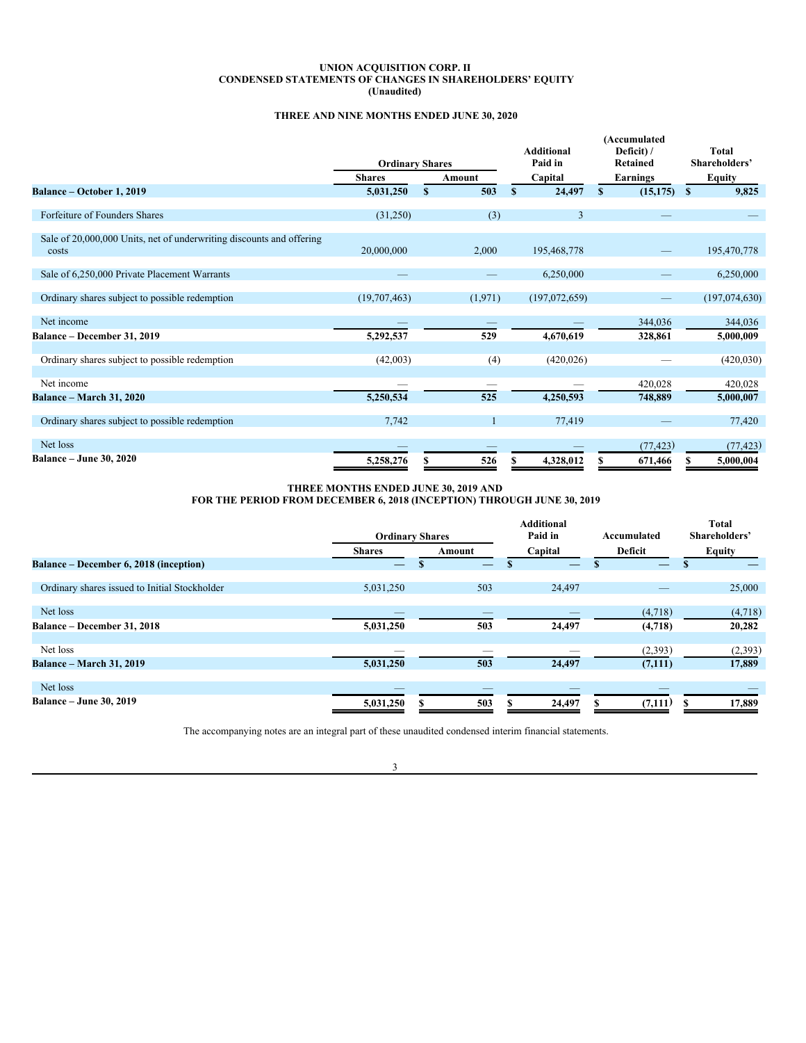**UNION ACQUISITION CORP. II**
**CONDENSED STATEMENTS OF CHANGES IN SHAREHOLDERS' EQUITY**
**(Unaudited)**

**THREE AND NINE MONTHS ENDED JUNE 30, 2020**

| | Ordinary Shares | | Additional Paid in | (Accumulated Deficit) / Retained | Total Shareholders' |
|---|---|---|---|---|---|
| | Shares | Amount | Capital | Earnings | Equity |
| **Balance – October 1, 2019** | **5,031,250** | **$ 503** | **$ 24,497** | **$ (15,175)** | **$ 9,825** |
| Forfeiture of Founders Shares | (31,250) | (3) | 3 | — | — |
| Sale of 20,000,000 Units, net of underwriting discounts and offering costs | 20,000,000 | 2,000 | 195,468,778 | — | 195,470,778 |
| Sale of 6,250,000 Private Placement Warrants | — | — | 6,250,000 | — | 6,250,000 |
| Ordinary shares subject to possible redemption | (19,707,463) | (1,971) | (197,072,659) | — | (197,074,630) |
| Net income | — | — | — | 344,036 | 344,036 |
| **Balance – December 31, 2019** | **5,292,537** | **529** | **4,670,619** | **328,861** | **5,000,009** |
| Ordinary shares subject to possible redemption | (42,003) | (4) | (420,026) | — | (420,030) |
| Net income | — | — | — | 420,028 | 420,028 |
| **Balance – March 31, 2020** | **5,250,534** | **525** | **4,250,593** | **748,889** | **5,000,007** |
| Ordinary shares subject to possible redemption | 7,742 | 1 | 77,419 | — | 77,420 |
| Net loss | — | — | — | (77,423) | (77,423) |
| **Balance – June 30, 2020** | **5,258,276** | **$ 526** | **$ 4,328,012** | **$ 671,466** | **$ 5,000,004** |

**THREE MONTHS ENDED JUNE 30, 2019 AND**
**FOR THE PERIOD FROM DECEMBER 6, 2018 (INCEPTION) THROUGH JUNE 30, 2019**

| | Ordinary Shares | | Additional Paid in | Accumulated | Total Shareholders' |
|---|---|---|---|---|---|
| | Shares | Amount | Capital | Deficit | Equity |
| **Balance – December 6, 2018 (inception)** | — | $ — | $ — | $ — | $ — |
| Ordinary shares issued to Initial Stockholder | 5,031,250 | 503 | 24,497 | — | 25,000 |
| Net loss | — | — | — | (4,718) | (4,718) |
| **Balance – December 31, 2018** | **5,031,250** | **503** | **24,497** | **(4,718)** | **20,282** |
| Net loss | — | — | — | (2,393) | (2,393) |
| **Balance – March 31, 2019** | **5,031,250** | **503** | **24,497** | **(7,111)** | **17,889** |
| Net loss | — | — | — | — | — |
| **Balance – June 30, 2019** | **5,031,250** | **$ 503** | **$ 24,497** | **$ (7,111)** | **$ 17,889** |

The accompanying notes are an integral part of these unaudited condensed interim financial statements.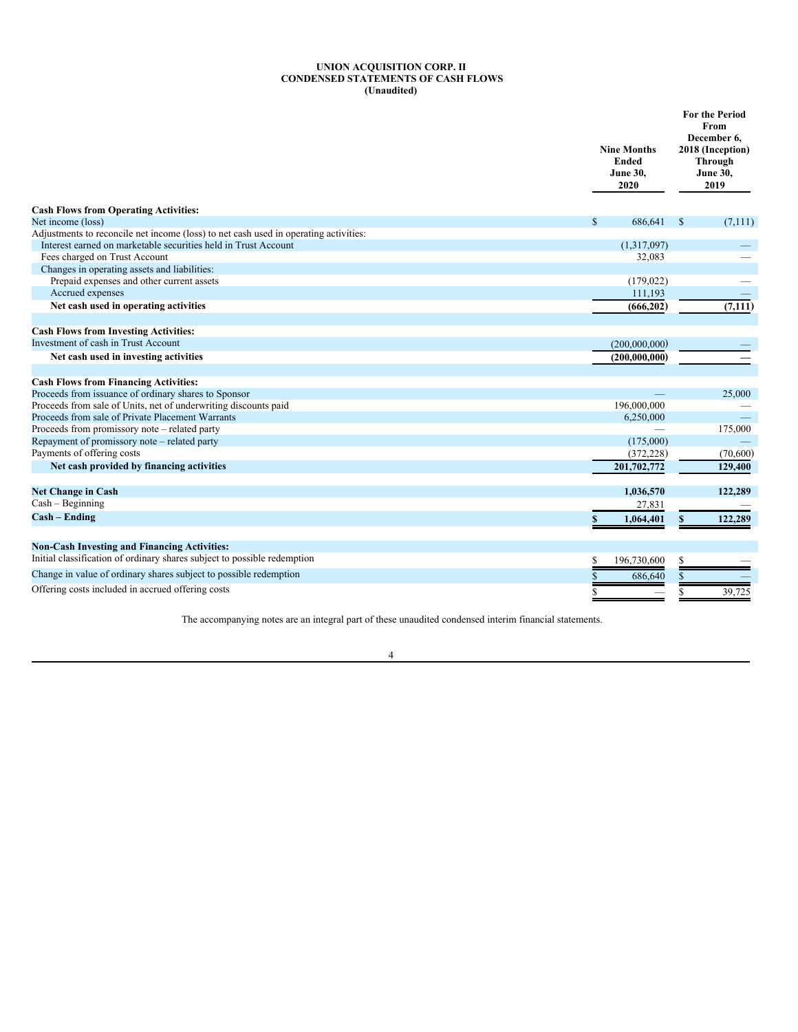**UNION ACQUISITION CORP. II**
**CONDENSED STATEMENTS OF CASH FLOWS**
**(Unaudited)**

| | Nine Months Ended June 30, 2020 | For the Period From December 6, 2018 (Inception) Through June 30, 2019 |
|---|---|---|
| **Cash Flows from Operating Activities:** | | |
| Net income (loss) | $ 686,641 | $ (7,111) |
| Adjustments to reconcile net income (loss) to net cash used in operating activities: | | |
| Interest earned on marketable securities held in Trust Account | (1,317,097) | — |
| Fees charged on Trust Account | 32,083 | — |
| Changes in operating assets and liabilities: | | |
| Prepaid expenses and other current assets | (179,022) | — |
| Accrued expenses | 111,193 | — |
| **Net cash used in operating activities** | **(666,202)** | **(7,111)** |
| | | |
| **Cash Flows from Investing Activities:** | | |
| Investment of cash in Trust Account | (200,000,000) | — |
| **Net cash used in investing activities** | **(200,000,000)** | **—** |
| | | |
| **Cash Flows from Financing Activities:** | | |
| Proceeds from issuance of ordinary shares to Sponsor | — | 25,000 |
| Proceeds from sale of Units, net of underwriting discounts paid | 196,000,000 | — |
| Proceeds from sale of Private Placement Warrants | 6,250,000 | — |
| Proceeds from promissory note – related party | — | 175,000 |
| Repayment of promissory note – related party | (175,000) | — |
| Payments of offering costs | (372,228) | (70,600) |
| **Net cash provided by financing activities** | **201,702,772** | **129,400** |
| | | |
| **Net Change in Cash** | **1,036,570** | **122,289** |
| Cash – Beginning | 27,831 | — |
| **Cash – Ending** | **$ 1,064,401** | **$ 122,289** |
| | | |
| **Non-Cash Investing and Financing Activities:** | | |
| Initial classification of ordinary shares subject to possible redemption | $ 196,730,600 | $ — |
| Change in value of ordinary shares subject to possible redemption | $ 686,640 | $ — |
| Offering costs included in accrued offering costs | $ — | $ 39,725 |

The accompanying notes are an integral part of these unaudited condensed interim financial statements.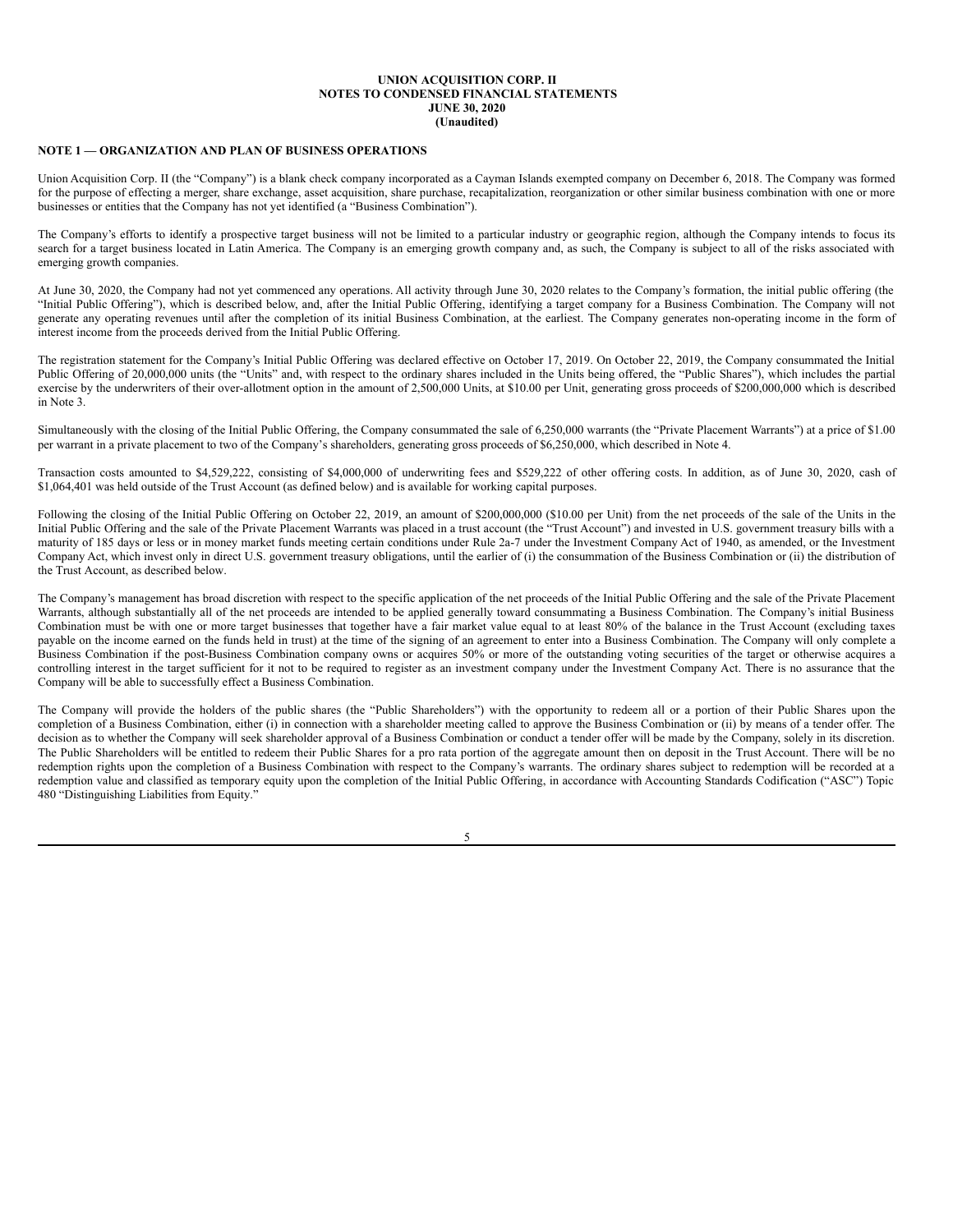**UNION ACQUISITION CORP. II**
**NOTES TO CONDENSED FINANCIAL STATEMENTS**
**JUNE 30, 2020**
**(Unaudited)**

## NOTE 1 — ORGANIZATION AND PLAN OF BUSINESS OPERATIONS

Union Acquisition Corp. II (the "Company") is a blank check company incorporated as a Cayman Islands exempted company on December 6, 2018. The Company was formed for the purpose of effecting a merger, share exchange, asset acquisition, share purchase, recapitalization, reorganization or other similar business combination with one or more businesses or entities that the Company has not yet identified (a "Business Combination").

The Company's efforts to identify a prospective target business will not be limited to a particular industry or geographic region, although the Company intends to focus its search for a target business located in Latin America. The Company is an emerging growth company and, as such, the Company is subject to all of the risks associated with emerging growth companies.

At June 30, 2020, the Company had not yet commenced any operations. All activity through June 30, 2020 relates to the Company's formation, the initial public offering (the "Initial Public Offering"), which is described below, and, after the Initial Public Offering, identifying a target company for a Business Combination. The Company will not generate any operating revenues until after the completion of its initial Business Combination, at the earliest. The Company generates non-operating income in the form of interest income from the proceeds derived from the Initial Public Offering.

The registration statement for the Company's Initial Public Offering was declared effective on October 17, 2019. On October 22, 2019, the Company consummated the Initial Public Offering of 20,000,000 units (the "Units" and, with respect to the ordinary shares included in the Units being offered, the "Public Shares"), which includes the partial exercise by the underwriters of their over-allotment option in the amount of 2,500,000 Units, at $10.00 per Unit, generating gross proceeds of $200,000,000 which is described in Note 3.

Simultaneously with the closing of the Initial Public Offering, the Company consummated the sale of 6,250,000 warrants (the "Private Placement Warrants") at a price of $1.00 per warrant in a private placement to two of the Company's shareholders, generating gross proceeds of $6,250,000, which described in Note 4.

Transaction costs amounted to $4,529,222, consisting of $4,000,000 of underwriting fees and $529,222 of other offering costs. In addition, as of June 30, 2020, cash of $1,064,401 was held outside of the Trust Account (as defined below) and is available for working capital purposes.

Following the closing of the Initial Public Offering on October 22, 2019, an amount of $200,000,000 ($10.00 per Unit) from the net proceeds of the sale of the Units in the Initial Public Offering and the sale of the Private Placement Warrants was placed in a trust account (the "Trust Account") and invested in U.S. government treasury bills with a maturity of 185 days or less or in money market funds meeting certain conditions under Rule 2a-7 under the Investment Company Act of 1940, as amended, or the Investment Company Act, which invest only in direct U.S. government treasury obligations, until the earlier of (i) the consummation of the Business Combination or (ii) the distribution of the Trust Account, as described below.

The Company's management has broad discretion with respect to the specific application of the net proceeds of the Initial Public Offering and the sale of the Private Placement Warrants, although substantially all of the net proceeds are intended to be applied generally toward consummating a Business Combination. The Company's initial Business Combination must be with one or more target businesses that together have a fair market value equal to at least 80% of the balance in the Trust Account (excluding taxes payable on the income earned on the funds held in trust) at the time of the signing of an agreement to enter into a Business Combination. The Company will only complete a Business Combination if the post-Business Combination company owns or acquires 50% or more of the outstanding voting securities of the target or otherwise acquires a controlling interest in the target sufficient for it not to be required to register as an investment company under the Investment Company Act. There is no assurance that the Company will be able to successfully effect a Business Combination.

The Company will provide the holders of the public shares (the "Public Shareholders") with the opportunity to redeem all or a portion of their Public Shares upon the completion of a Business Combination, either (i) in connection with a shareholder meeting called to approve the Business Combination or (ii) by means of a tender offer. The decision as to whether the Company will seek shareholder approval of a Business Combination or conduct a tender offer will be made by the Company, solely in its discretion. The Public Shareholders will be entitled to redeem their Public Shares for a pro rata portion of the aggregate amount then on deposit in the Trust Account. There will be no redemption rights upon the completion of a Business Combination with respect to the Company's warrants. The ordinary shares subject to redemption will be recorded at a redemption value and classified as temporary equity upon the completion of the Initial Public Offering, in accordance with Accounting Standards Codification ("ASC") Topic 480 "Distinguishing Liabilities from Equity."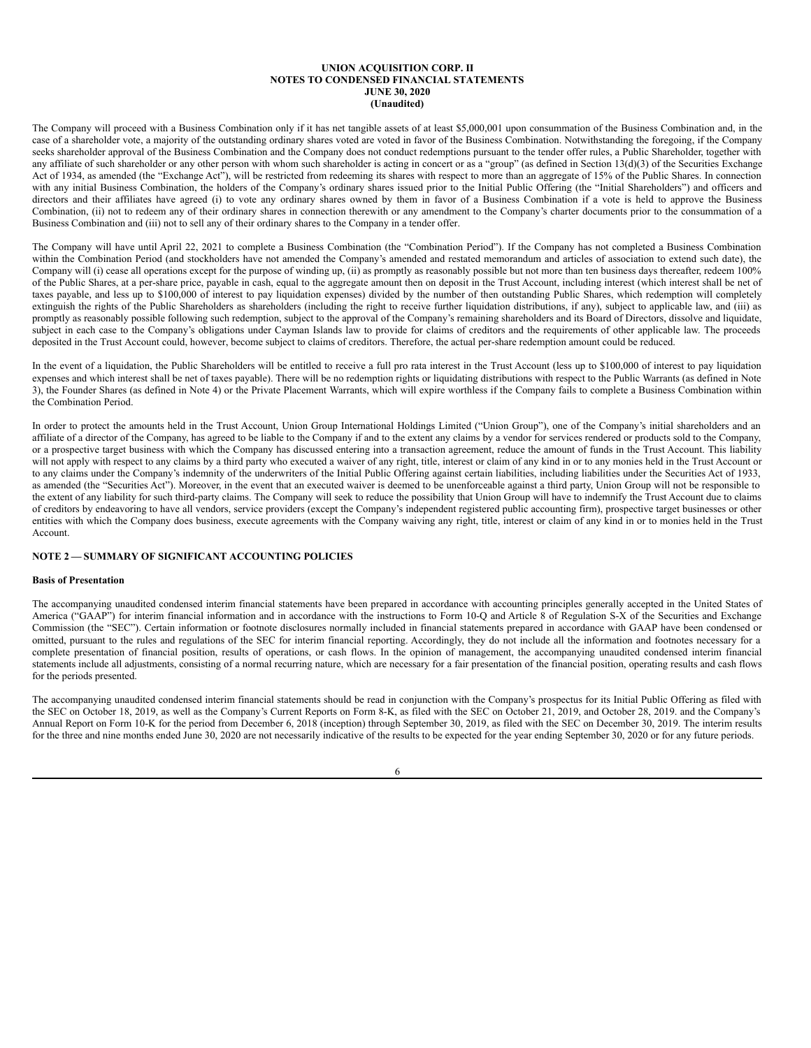The Company will proceed with a Business Combination only if it has net tangible assets of at least $5,000,001 upon consummation of the Business Combination and, in the case of a shareholder vote, a majority of the outstanding ordinary shares voted are voted in favor of the Business Combination. Notwithstanding the foregoing, if the Company seeks shareholder approval of the Business Combination and the Company does not conduct redemptions pursuant to the tender offer rules, a Public Shareholder, together with any affiliate of such shareholder or any other person with whom such shareholder is acting in concert or as a "group" (as defined in Section 13(d)(3) of the Securities Exchange Act of 1934, as amended (the "Exchange Act"), will be restricted from redeeming its shares with respect to more than an aggregate of 15% of the Public Shares. In connection with any initial Business Combination, the holders of the Company's ordinary shares issued prior to the Initial Public Offering (the "Initial Shareholders") and officers and directors and their affiliates have agreed (i) to vote any ordinary shares owned by them in favor of a Business Combination if a vote is held to approve the Business Combination, (ii) not to redeem any of their ordinary shares in connection therewith or any amendment to the Company's charter documents prior to the consummation of a Business Combination and (iii) not to sell any of their ordinary shares to the Company in a tender offer.

The Company will have until April 22, 2021 to complete a Business Combination (the "Combination Period"). If the Company has not completed a Business Combination within the Combination Period (and stockholders have not amended the Company's amended and restated memorandum and articles of association to extend such date), the Company will (i) cease all operations except for the purpose of winding up, (ii) as promptly as reasonably possible but not more than ten business days thereafter, redeem 100% of the Public Shares, at a per-share price, payable in cash, equal to the aggregate amount then on deposit in the Trust Account, including interest (which interest shall be net of taxes payable, and less up to $100,000 of interest to pay liquidation expenses) divided by the number of then outstanding Public Shares, which redemption will completely extinguish the rights of the Public Shareholders as shareholders (including the right to receive further liquidation distributions, if any), subject to applicable law, and (iii) as promptly as reasonably possible following such redemption, subject to the approval of the Company's remaining shareholders and its Board of Directors, dissolve and liquidate, subject in each case to the Company's obligations under Cayman Islands law to provide for claims of creditors and the requirements of other applicable law. The proceeds deposited in the Trust Account could, however, become subject to claims of creditors. Therefore, the actual per-share redemption amount could be reduced.

In the event of a liquidation, the Public Shareholders will be entitled to receive a full pro rata interest in the Trust Account (less up to $100,000 of interest to pay liquidation expenses and which interest shall be net of taxes payable). There will be no redemption rights or liquidating distributions with respect to the Public Warrants (as defined in Note 3), the Founder Shares (as defined in Note 4) or the Private Placement Warrants, which will expire worthless if the Company fails to complete a Business Combination within the Combination Period.

In order to protect the amounts held in the Trust Account, Union Group International Holdings Limited ("Union Group"), one of the Company's initial shareholders and an affiliate of a director of the Company, has agreed to be liable to the Company if and to the extent any claims by a vendor for services rendered or products sold to the Company, or a prospective target business with which the Company has discussed entering into a transaction agreement, reduce the amount of funds in the Trust Account. This liability will not apply with respect to any claims by a third party who executed a waiver of any right, title, interest or claim of any kind in or to any monies held in the Trust Account or to any claims under the Company's indemnity of the underwriters of the Initial Public Offering against certain liabilities, including liabilities under the Securities Act of 1933, as amended (the "Securities Act"). Moreover, in the event that an executed waiver is deemed to be unenforceable against a third party, Union Group will not be responsible to the extent of any liability for such third-party claims. The Company will seek to reduce the possibility that Union Group will have to indemnify the Trust Account due to claims of creditors by endeavoring to have all vendors, service providers (except the Company's independent registered public accounting firm), prospective target businesses or other entities with which the Company does business, execute agreements with the Company waiving any right, title, interest or claim of any kind in or to monies held in the Trust Account.

## NOTE 2 — SUMMARY OF SIGNIFICANT ACCOUNTING POLICIES

### Basis of Presentation

The accompanying unaudited condensed interim financial statements have been prepared in accordance with accounting principles generally accepted in the United States of America ("GAAP") for interim financial information and in accordance with the instructions to Form 10-Q and Article 8 of Regulation S-X of the Securities and Exchange Commission (the "SEC"). Certain information or footnote disclosures normally included in financial statements prepared in accordance with GAAP have been condensed or omitted, pursuant to the rules and regulations of the SEC for interim financial reporting. Accordingly, they do not include all the information and footnotes necessary for a complete presentation of financial position, results of operations, or cash flows. In the opinion of management, the accompanying unaudited condensed interim financial statements include all adjustments, consisting of a normal recurring nature, which are necessary for a fair presentation of the financial position, operating results and cash flows for the periods presented.

The accompanying unaudited condensed interim financial statements should be read in conjunction with the Company's prospectus for its Initial Public Offering as filed with the SEC on October 18, 2019, as well as the Company's Current Reports on Form 8-K, as filed with the SEC on October 21, 2019, and October 28, 2019. and the Company's Annual Report on Form 10-K for the period from December 6, 2018 (inception) through September 30, 2019, as filed with the SEC on December 30, 2019. The interim results for the three and nine months ended June 30, 2020 are not necessarily indicative of the results to be expected for the year ending September 30, 2020 or for any future periods.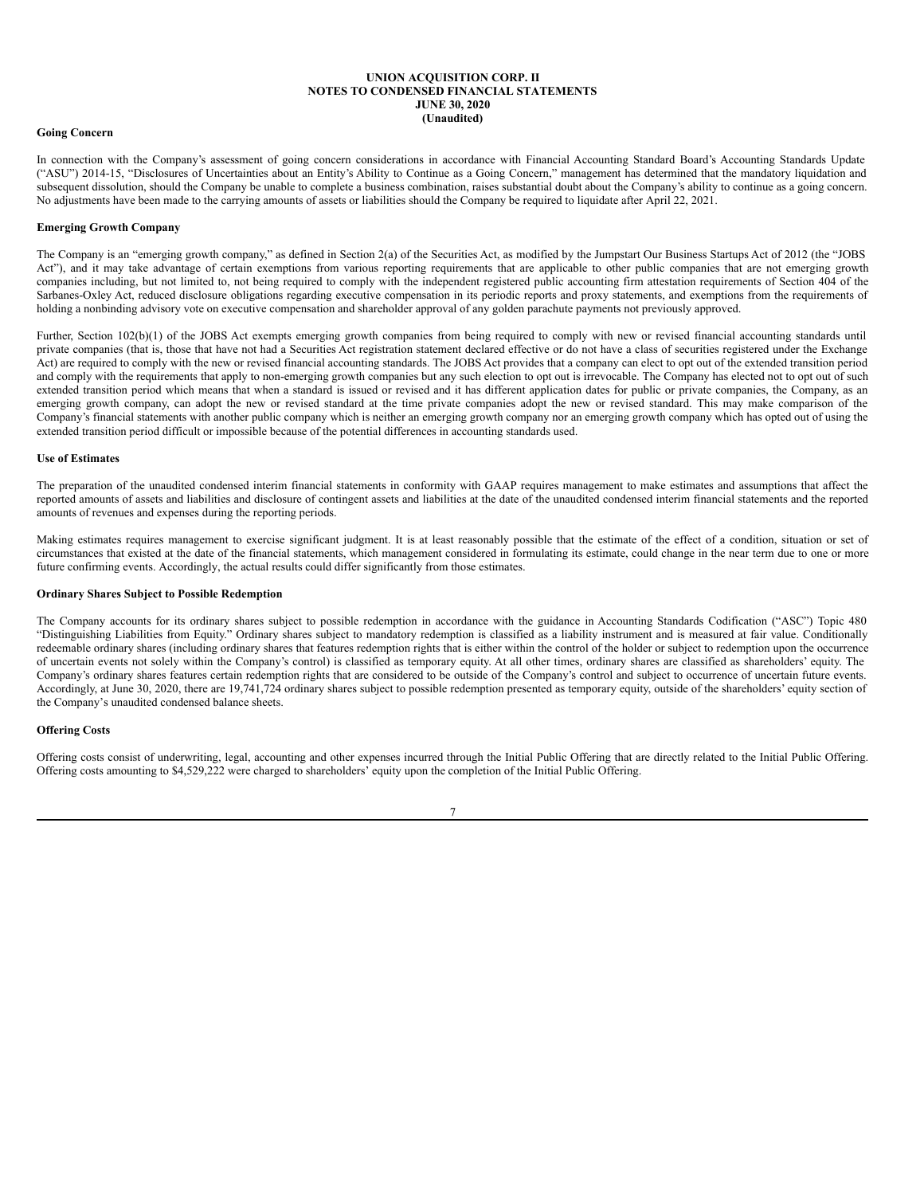**Going Concern**

In connection with the Company's assessment of going concern considerations in accordance with Financial Accounting Standard Board's Accounting Standards Update ("ASU") 2014-15, "Disclosures of Uncertainties about an Entity's Ability to Continue as a Going Concern," management has determined that the mandatory liquidation and subsequent dissolution, should the Company be unable to complete a business combination, raises substantial doubt about the Company's ability to continue as a going concern. No adjustments have been made to the carrying amounts of assets or liabilities should the Company be required to liquidate after April 22, 2021.

**Emerging Growth Company**

The Company is an "emerging growth company," as defined in Section 2(a) of the Securities Act, as modified by the Jumpstart Our Business Startups Act of 2012 (the "JOBS Act"), and it may take advantage of certain exemptions from various reporting requirements that are applicable to other public companies that are not emerging growth companies including, but not limited to, not being required to comply with the independent registered public accounting firm attestation requirements of Section 404 of the Sarbanes-Oxley Act, reduced disclosure obligations regarding executive compensation in its periodic reports and proxy statements, and exemptions from the requirements of holding a nonbinding advisory vote on executive compensation and shareholder approval of any golden parachute payments not previously approved.

Further, Section 102(b)(1) of the JOBS Act exempts emerging growth companies from being required to comply with new or revised financial accounting standards until private companies (that is, those that have not had a Securities Act registration statement declared effective or do not have a class of securities registered under the Exchange Act) are required to comply with the new or revised financial accounting standards. The JOBS Act provides that a company can elect to opt out of the extended transition period and comply with the requirements that apply to non-emerging growth companies but any such election to opt out is irrevocable. The Company has elected not to opt out of such extended transition period which means that when a standard is issued or revised and it has different application dates for public or private companies, the Company, as an emerging growth company, can adopt the new or revised standard at the time private companies adopt the new or revised standard. This may make comparison of the Company's financial statements with another public company which is neither an emerging growth company nor an emerging growth company which has opted out of using the extended transition period difficult or impossible because of the potential differences in accounting standards used.

**Use of Estimates**

The preparation of the unaudited condensed interim financial statements in conformity with GAAP requires management to make estimates and assumptions that affect the reported amounts of assets and liabilities and disclosure of contingent assets and liabilities at the date of the unaudited condensed interim financial statements and the reported amounts of revenues and expenses during the reporting periods.

Making estimates requires management to exercise significant judgment. It is at least reasonably possible that the estimate of the effect of a condition, situation or set of circumstances that existed at the date of the financial statements, which management considered in formulating its estimate, could change in the near term due to one or more future confirming events. Accordingly, the actual results could differ significantly from those estimates.

**Ordinary Shares Subject to Possible Redemption**

The Company accounts for its ordinary shares subject to possible redemption in accordance with the guidance in Accounting Standards Codification ("ASC") Topic 480 "Distinguishing Liabilities from Equity." Ordinary shares subject to mandatory redemption is classified as a liability instrument and is measured at fair value. Conditionally redeemable ordinary shares (including ordinary shares that features redemption rights that is either within the control of the holder or subject to redemption upon the occurrence of uncertain events not solely within the Company's control) is classified as temporary equity. At all other times, ordinary shares are classified as shareholders' equity. The Company's ordinary shares features certain redemption rights that are considered to be outside of the Company's control and subject to occurrence of uncertain future events. Accordingly, at June 30, 2020, there are 19,741,724 ordinary shares subject to possible redemption presented as temporary equity, outside of the shareholders' equity section of the Company's unaudited condensed balance sheets.

**Offering Costs**

Offering costs consist of underwriting, legal, accounting and other expenses incurred through the Initial Public Offering that are directly related to the Initial Public Offering. Offering costs amounting to $4,529,222 were charged to shareholders' equity upon the completion of the Initial Public Offering.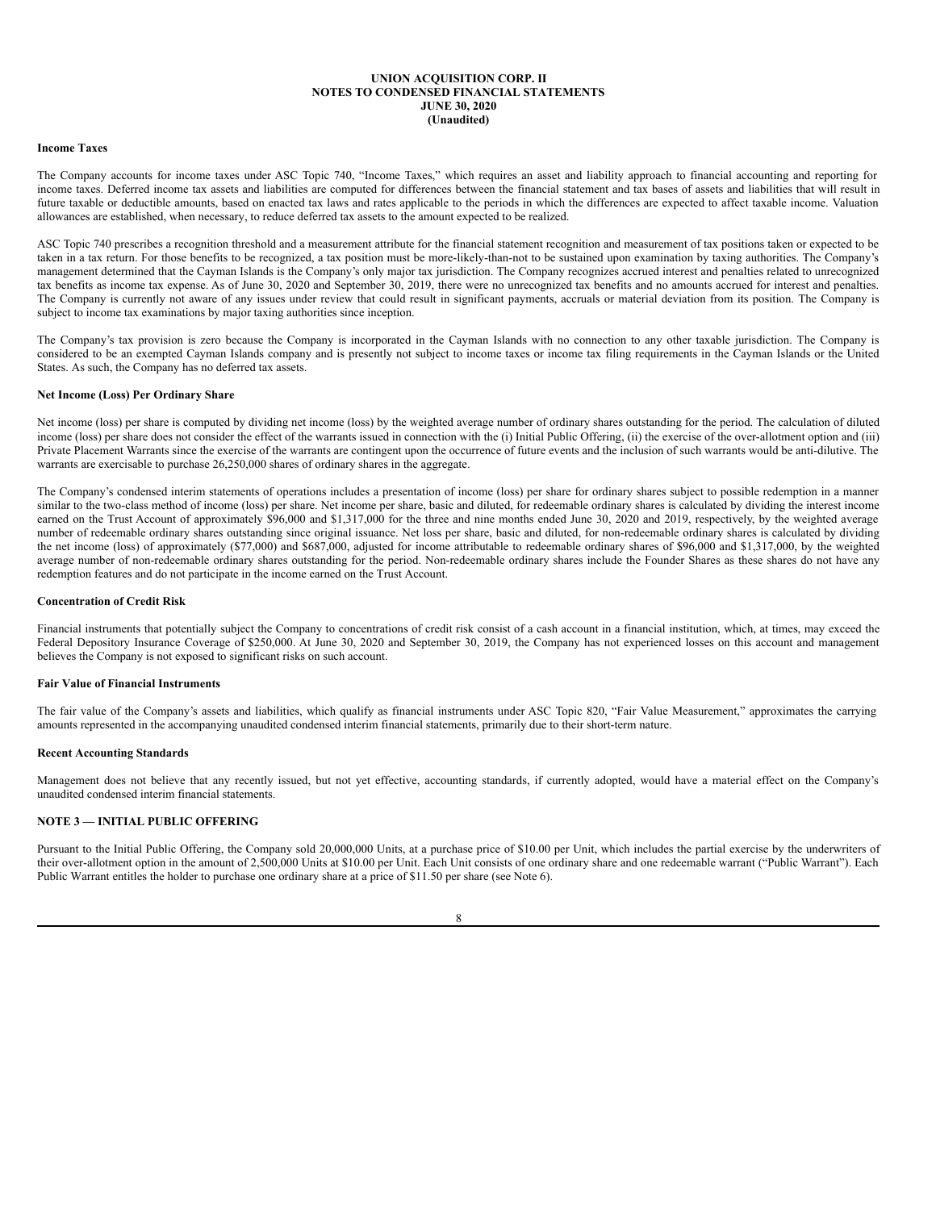**Income Taxes**

The Company accounts for income taxes under ASC Topic 740, "Income Taxes," which requires an asset and liability approach to financial accounting and reporting for income taxes. Deferred income tax assets and liabilities are computed for differences between the financial statement and tax bases of assets and liabilities that will result in future taxable or deductible amounts, based on enacted tax laws and rates applicable to the periods in which the differences are expected to affect taxable income. Valuation allowances are established, when necessary, to reduce deferred tax assets to the amount expected to be realized.

ASC Topic 740 prescribes a recognition threshold and a measurement attribute for the financial statement recognition and measurement of tax positions taken or expected to be taken in a tax return. For those benefits to be recognized, a tax position must be more-likely-than-not to be sustained upon examination by taxing authorities. The Company's management determined that the Cayman Islands is the Company's only major tax jurisdiction. The Company recognizes accrued interest and penalties related to unrecognized tax benefits as income tax expense. As of June 30, 2020 and September 30, 2019, there were no unrecognized tax benefits and no amounts accrued for interest and penalties. The Company is currently not aware of any issues under review that could result in significant payments, accruals or material deviation from its position. The Company is subject to income tax examinations by major taxing authorities since inception.

The Company's tax provision is zero because the Company is incorporated in the Cayman Islands with no connection to any other taxable jurisdiction. The Company is considered to be an exempted Cayman Islands company and is presently not subject to income taxes or income tax filing requirements in the Cayman Islands or the United States. As such, the Company has no deferred tax assets.

**Net Income (Loss) Per Ordinary Share**

Net income (loss) per share is computed by dividing net income (loss) by the weighted average number of ordinary shares outstanding for the period. The calculation of diluted income (loss) per share does not consider the effect of the warrants issued in connection with the (i) Initial Public Offering, (ii) the exercise of the over-allotment option and (iii) Private Placement Warrants since the exercise of the warrants are contingent upon the occurrence of future events and the inclusion of such warrants would be anti-dilutive. The warrants are exercisable to purchase 26,250,000 shares of ordinary shares in the aggregate.

The Company's condensed interim statements of operations includes a presentation of income (loss) per share for ordinary shares subject to possible redemption in a manner similar to the two-class method of income (loss) per share. Net income per share, basic and diluted, for redeemable ordinary shares is calculated by dividing the interest income earned on the Trust Account of approximately $96,000 and $1,317,000 for the three and nine months ended June 30, 2020 and 2019, respectively, by the weighted average number of redeemable ordinary shares outstanding since original issuance. Net loss per share, basic and diluted, for non-redeemable ordinary shares is calculated by dividing the net income (loss) of approximately ($77,000) and $687,000, adjusted for income attributable to redeemable ordinary shares of $96,000 and $1,317,000, by the weighted average number of non-redeemable ordinary shares outstanding for the period. Non-redeemable ordinary shares include the Founder Shares as these shares do not have any redemption features and do not participate in the income earned on the Trust Account.

**Concentration of Credit Risk**

Financial instruments that potentially subject the Company to concentrations of credit risk consist of a cash account in a financial institution, which, at times, may exceed the Federal Depository Insurance Coverage of $250,000. At June 30, 2020 and September 30, 2019, the Company has not experienced losses on this account and management believes the Company is not exposed to significant risks on such account.

**Fair Value of Financial Instruments**

The fair value of the Company's assets and liabilities, which qualify as financial instruments under ASC Topic 820, "Fair Value Measurement," approximates the carrying amounts represented in the accompanying unaudited condensed interim financial statements, primarily due to their short-term nature.

**Recent Accounting Standards**

Management does not believe that any recently issued, but not yet effective, accounting standards, if currently adopted, would have a material effect on the Company's unaudited condensed interim financial statements.

## NOTE 3 — INITIAL PUBLIC OFFERING

Pursuant to the Initial Public Offering, the Company sold 20,000,000 Units, at a purchase price of $10.00 per Unit, which includes the partial exercise by the underwriters of their over-allotment option in the amount of 2,500,000 Units at $10.00 per Unit. Each Unit consists of one ordinary share and one redeemable warrant ("Public Warrant"). Each Public Warrant entitles the holder to purchase one ordinary share at a price of $11.50 per share (see Note 6).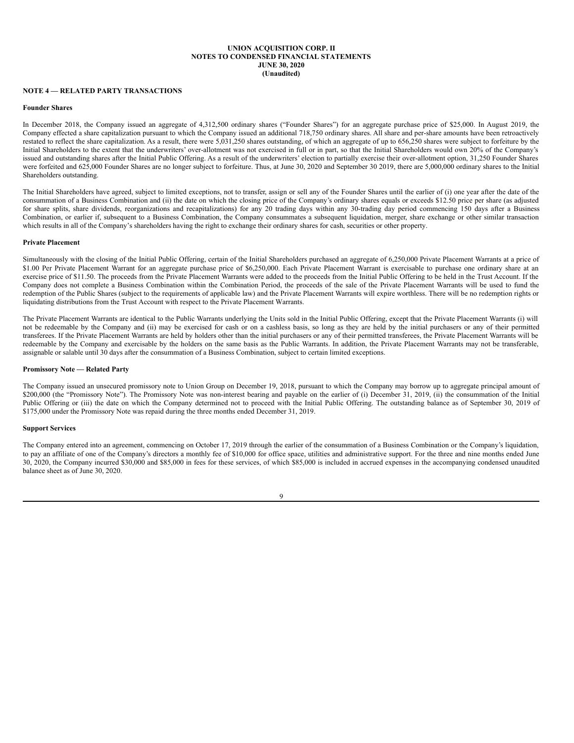**UNION ACQUISITION CORP. II**
**NOTES TO CONDENSED FINANCIAL STATEMENTS**
**JUNE 30, 2020**
**(Unaudited)**

## NOTE 4 — RELATED PARTY TRANSACTIONS

### Founder Shares

In December 2018, the Company issued an aggregate of 4,312,500 ordinary shares ("Founder Shares") for an aggregate purchase price of $25,000. In August 2019, the Company effected a share capitalization pursuant to which the Company issued an additional 718,750 ordinary shares. All share and per-share amounts have been retroactively restated to reflect the share capitalization. As a result, there were 5,031,250 shares outstanding, of which an aggregate of up to 656,250 shares were subject to forfeiture by the Initial Shareholders to the extent that the underwriters' over-allotment was not exercised in full or in part, so that the Initial Shareholders would own 20% of the Company's issued and outstanding shares after the Initial Public Offering. As a result of the underwriters' election to partially exercise their over-allotment option, 31,250 Founder Shares were forfeited and 625,000 Founder Shares are no longer subject to forfeiture. Thus, at June 30, 2020 and September 30 2019, there are 5,000,000 ordinary shares to the Initial Shareholders outstanding.

The Initial Shareholders have agreed, subject to limited exceptions, not to transfer, assign or sell any of the Founder Shares until the earlier of (i) one year after the date of the consummation of a Business Combination and (ii) the date on which the closing price of the Company's ordinary shares equals or exceeds $12.50 price per share (as adjusted for share splits, share dividends, reorganizations and recapitalizations) for any 20 trading days within any 30-trading day period commencing 150 days after a Business Combination, or earlier if, subsequent to a Business Combination, the Company consummates a subsequent liquidation, merger, share exchange or other similar transaction which results in all of the Company's shareholders having the right to exchange their ordinary shares for cash, securities or other property.

### Private Placement

Simultaneously with the closing of the Initial Public Offering, certain of the Initial Shareholders purchased an aggregate of 6,250,000 Private Placement Warrants at a price of $1.00 Per Private Placement Warrant for an aggregate purchase price of $6,250,000. Each Private Placement Warrant is exercisable to purchase one ordinary share at an exercise price of $11.50. The proceeds from the Private Placement Warrants were added to the proceeds from the Initial Public Offering to be held in the Trust Account. If the Company does not complete a Business Combination within the Combination Period, the proceeds of the sale of the Private Placement Warrants will be used to fund the redemption of the Public Shares (subject to the requirements of applicable law) and the Private Placement Warrants will expire worthless. There will be no redemption rights or liquidating distributions from the Trust Account with respect to the Private Placement Warrants.

The Private Placement Warrants are identical to the Public Warrants underlying the Units sold in the Initial Public Offering, except that the Private Placement Warrants (i) will not be redeemable by the Company and (ii) may be exercised for cash or on a cashless basis, so long as they are held by the initial purchasers or any of their permitted transferees. If the Private Placement Warrants are held by holders other than the initial purchasers or any of their permitted transferees, the Private Placement Warrants will be redeemable by the Company and exercisable by the holders on the same basis as the Public Warrants. In addition, the Private Placement Warrants may not be transferable, assignable or salable until 30 days after the consummation of a Business Combination, subject to certain limited exceptions.

### Promissory Note — Related Party

The Company issued an unsecured promissory note to Union Group on December 19, 2018, pursuant to which the Company may borrow up to aggregate principal amount of $200,000 (the "Promissory Note"). The Promissory Note was non-interest bearing and payable on the earlier of (i) December 31, 2019, (ii) the consummation of the Initial Public Offering or (iii) the date on which the Company determined not to proceed with the Initial Public Offering. The outstanding balance as of September 30, 2019 of $175,000 under the Promissory Note was repaid during the three months ended December 31, 2019.

### Support Services

The Company entered into an agreement, commencing on October 17, 2019 through the earlier of the consummation of a Business Combination or the Company's liquidation, to pay an affiliate of one of the Company's directors a monthly fee of $10,000 for office space, utilities and administrative support. For the three and nine months ended June 30, 2020, the Company incurred $30,000 and $85,000 in fees for these services, of which $85,000 is included in accrued expenses in the accompanying condensed unaudited balance sheet as of June 30, 2020.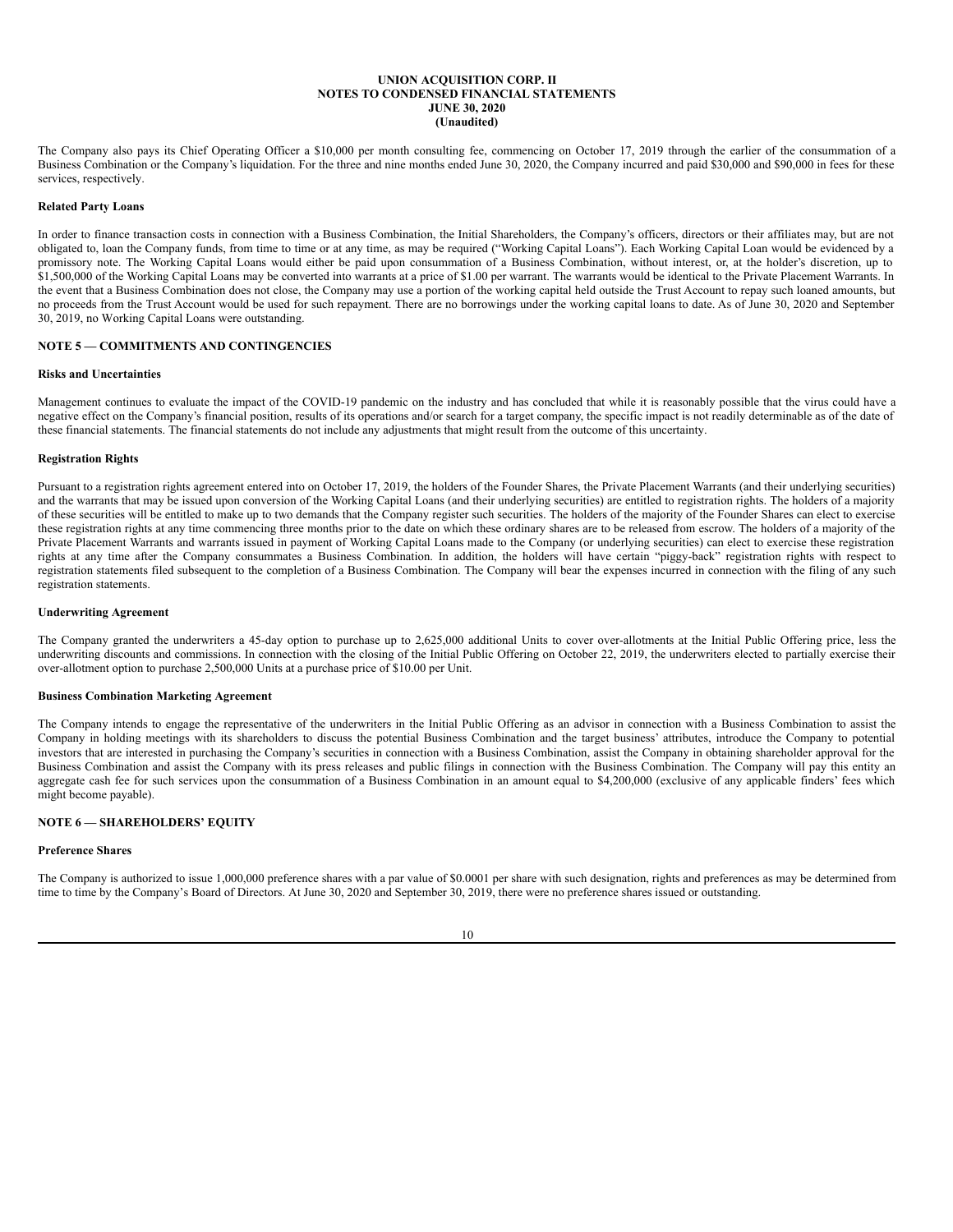The Company also pays its Chief Operating Officer a $10,000 per month consulting fee, commencing on October 17, 2019 through the earlier of the consummation of a Business Combination or the Company's liquidation. For the three and nine months ended June 30, 2020, the Company incurred and paid $30,000 and $90,000 in fees for these services, respectively.

**Related Party Loans**

In order to finance transaction costs in connection with a Business Combination, the Initial Shareholders, the Company's officers, directors or their affiliates may, but are not obligated to, loan the Company funds, from time to time or at any time, as may be required ("Working Capital Loans"). Each Working Capital Loan would be evidenced by a promissory note. The Working Capital Loans would either be paid upon consummation of a Business Combination, without interest, or, at the holder's discretion, up to $1,500,000 of the Working Capital Loans may be converted into warrants at a price of $1.00 per warrant. The warrants would be identical to the Private Placement Warrants. In the event that a Business Combination does not close, the Company may use a portion of the working capital held outside the Trust Account to repay such loaned amounts, but no proceeds from the Trust Account would be used for such repayment. There are no borrowings under the working capital loans to date. As of June 30, 2020 and September 30, 2019, no Working Capital Loans were outstanding.

## NOTE 5 — COMMITMENTS AND CONTINGENCIES

**Risks and Uncertainties**

Management continues to evaluate the impact of the COVID-19 pandemic on the industry and has concluded that while it is reasonably possible that the virus could have a negative effect on the Company's financial position, results of its operations and/or search for a target company, the specific impact is not readily determinable as of the date of these financial statements. The financial statements do not include any adjustments that might result from the outcome of this uncertainty.

**Registration Rights**

Pursuant to a registration rights agreement entered into on October 17, 2019, the holders of the Founder Shares, the Private Placement Warrants (and their underlying securities) and the warrants that may be issued upon conversion of the Working Capital Loans (and their underlying securities) are entitled to registration rights. The holders of a majority of these securities will be entitled to make up to two demands that the Company register such securities. The holders of the majority of the Founder Shares can elect to exercise these registration rights at any time commencing three months prior to the date on which these ordinary shares are to be released from escrow. The holders of a majority of the Private Placement Warrants and warrants issued in payment of Working Capital Loans made to the Company (or underlying securities) can elect to exercise these registration rights at any time after the Company consummates a Business Combination. In addition, the holders will have certain "piggy-back" registration rights with respect to registration statements filed subsequent to the completion of a Business Combination. The Company will bear the expenses incurred in connection with the filing of any such registration statements.

**Underwriting Agreement**

The Company granted the underwriters a 45-day option to purchase up to 2,625,000 additional Units to cover over-allotments at the Initial Public Offering price, less the underwriting discounts and commissions. In connection with the closing of the Initial Public Offering on October 22, 2019, the underwriters elected to partially exercise their over-allotment option to purchase 2,500,000 Units at a purchase price of $10.00 per Unit.

**Business Combination Marketing Agreement**

The Company intends to engage the representative of the underwriters in the Initial Public Offering as an advisor in connection with a Business Combination to assist the Company in holding meetings with its shareholders to discuss the potential Business Combination and the target business' attributes, introduce the Company to potential investors that are interested in purchasing the Company's securities in connection with a Business Combination, assist the Company in obtaining shareholder approval for the Business Combination and assist the Company with its press releases and public filings in connection with the Business Combination. The Company will pay this entity an aggregate cash fee for such services upon the consummation of a Business Combination in an amount equal to $4,200,000 (exclusive of any applicable finders' fees which might become payable).

## NOTE 6 — SHAREHOLDERS' EQUITY

**Preference Shares**

The Company is authorized to issue 1,000,000 preference shares with a par value of $0.0001 per share with such designation, rights and preferences as may be determined from time to time by the Company's Board of Directors. At June 30, 2020 and September 30, 2019, there were no preference shares issued or outstanding.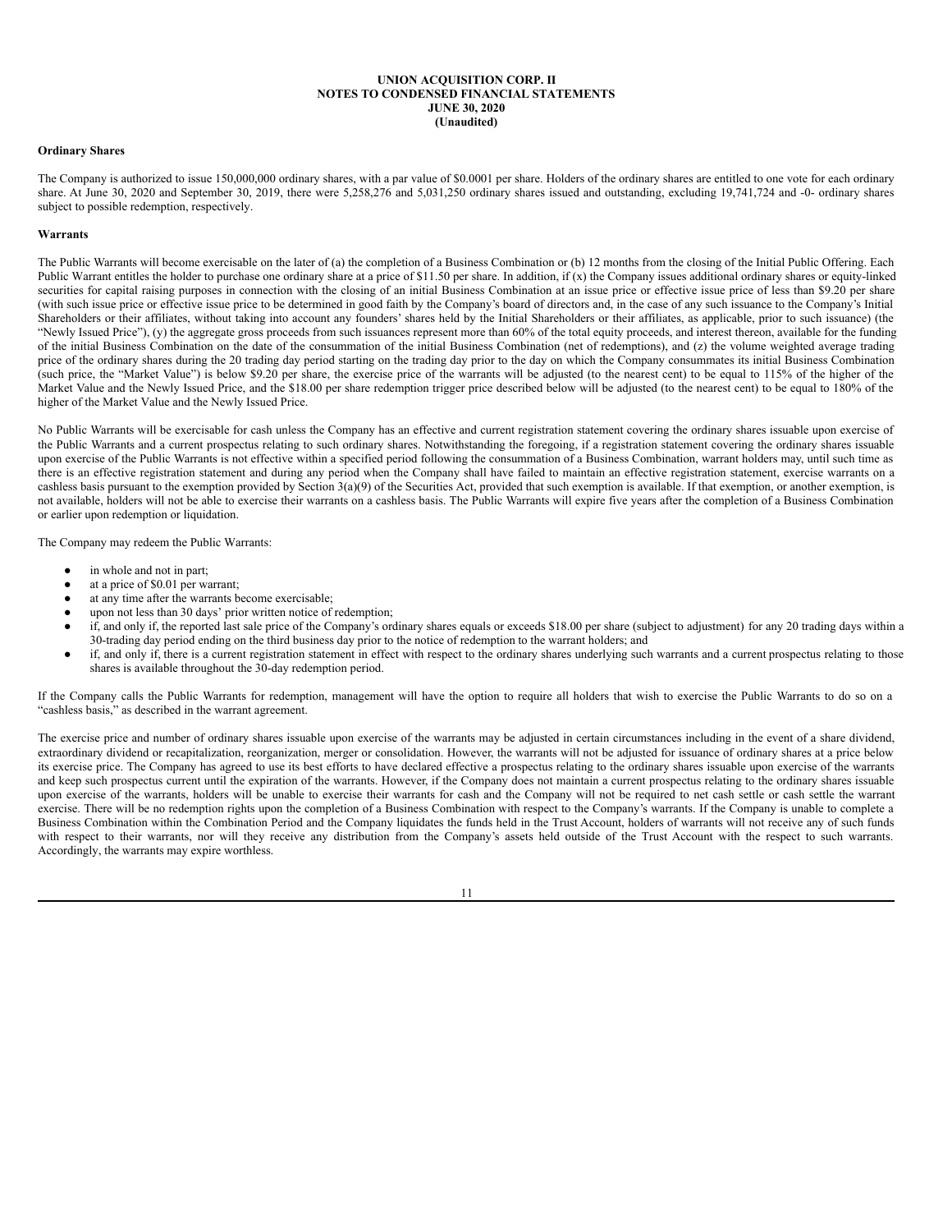**Ordinary Shares**

The Company is authorized to issue 150,000,000 ordinary shares, with a par value of $0.0001 per share. Holders of the ordinary shares are entitled to one vote for each ordinary share. At June 30, 2020 and September 30, 2019, there were 5,258,276 and 5,031,250 ordinary shares issued and outstanding, excluding 19,741,724 and -0- ordinary shares subject to possible redemption, respectively.

**Warrants**

The Public Warrants will become exercisable on the later of (a) the completion of a Business Combination or (b) 12 months from the closing of the Initial Public Offering. Each Public Warrant entitles the holder to purchase one ordinary share at a price of $11.50 per share. In addition, if (x) the Company issues additional ordinary shares or equity-linked securities for capital raising purposes in connection with the closing of an initial Business Combination at an issue price or effective issue price of less than $9.20 per share (with such issue price or effective issue price to be determined in good faith by the Company's board of directors and, in the case of any such issuance to the Company's Initial Shareholders or their affiliates, without taking into account any founders' shares held by the Initial Shareholders or their affiliates, as applicable, prior to such issuance) (the "Newly Issued Price"), (y) the aggregate gross proceeds from such issuances represent more than 60% of the total equity proceeds, and interest thereon, available for the funding of the initial Business Combination on the date of the consummation of the initial Business Combination (net of redemptions), and (z) the volume weighted average trading price of the ordinary shares during the 20 trading day period starting on the trading day prior to the day on which the Company consummates its initial Business Combination (such price, the "Market Value") is below $9.20 per share, the exercise price of the warrants will be adjusted (to the nearest cent) to be equal to 115% of the higher of the Market Value and the Newly Issued Price, and the $18.00 per share redemption trigger price described below will be adjusted (to the nearest cent) to be equal to 180% of the higher of the Market Value and the Newly Issued Price.

No Public Warrants will be exercisable for cash unless the Company has an effective and current registration statement covering the ordinary shares issuable upon exercise of the Public Warrants and a current prospectus relating to such ordinary shares. Notwithstanding the foregoing, if a registration statement covering the ordinary shares issuable upon exercise of the Public Warrants is not effective within a specified period following the consummation of a Business Combination, warrant holders may, until such time as there is an effective registration statement and during any period when the Company shall have failed to maintain an effective registration statement, exercise warrants on a cashless basis pursuant to the exemption provided by Section 3(a)(9) of the Securities Act, provided that such exemption is available. If that exemption, or another exemption, is not available, holders will not be able to exercise their warrants on a cashless basis. The Public Warrants will expire five years after the completion of a Business Combination or earlier upon redemption or liquidation.

The Company may redeem the Public Warrants:

- in whole and not in part;
- at a price of $0.01 per warrant;
- at any time after the warrants become exercisable;
- upon not less than 30 days' prior written notice of redemption;
- if, and only if, the reported last sale price of the Company's ordinary shares equals or exceeds $18.00 per share (subject to adjustment) for any 20 trading days within a 30-trading day period ending on the third business day prior to the notice of redemption to the warrant holders; and
- if, and only if, there is a current registration statement in effect with respect to the ordinary shares underlying such warrants and a current prospectus relating to those shares is available throughout the 30-day redemption period.

If the Company calls the Public Warrants for redemption, management will have the option to require all holders that wish to exercise the Public Warrants to do so on a "cashless basis," as described in the warrant agreement.

The exercise price and number of ordinary shares issuable upon exercise of the warrants may be adjusted in certain circumstances including in the event of a share dividend, extraordinary dividend or recapitalization, reorganization, merger or consolidation. However, the warrants will not be adjusted for issuance of ordinary shares at a price below its exercise price. The Company has agreed to use its best efforts to have declared effective a prospectus relating to the ordinary shares issuable upon exercise of the warrants and keep such prospectus current until the expiration of the warrants. However, if the Company does not maintain a current prospectus relating to the ordinary shares issuable upon exercise of the warrants, holders will be unable to exercise their warrants for cash and the Company will not be required to net cash settle or cash settle the warrant exercise. There will be no redemption rights upon the completion of a Business Combination with respect to the Company's warrants. If the Company is unable to complete a Business Combination within the Combination Period and the Company liquidates the funds held in the Trust Account, holders of warrants will not receive any of such funds with respect to their warrants, nor will they receive any distribution from the Company's assets held outside of the Trust Account with the respect to such warrants. Accordingly, the warrants may expire worthless.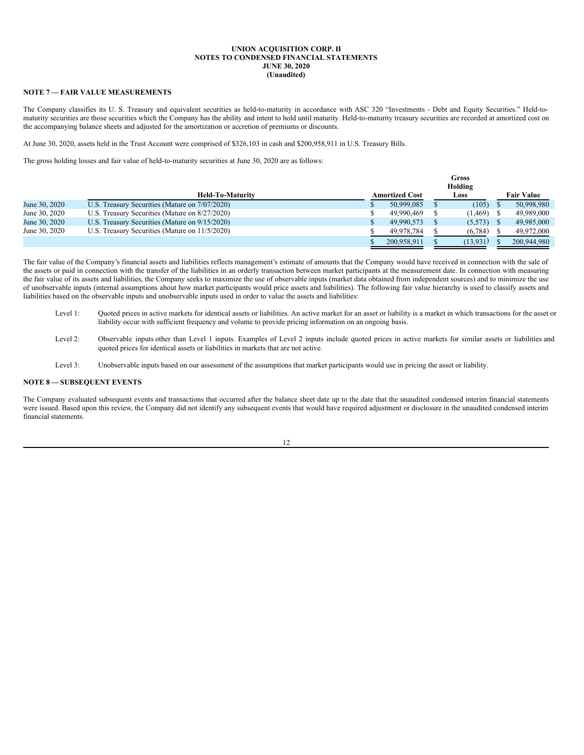**UNION ACQUISITION CORP. II**
**NOTES TO CONDENSED FINANCIAL STATEMENTS**
**JUNE 30, 2020**
**(Unaudited)**

**NOTE 7 — FAIR VALUE MEASUREMENTS**

The Company classifies its U. S. Treasury and equivalent securities as held-to-maturity in accordance with ASC 320 "Investments - Debt and Equity Securities." Held-to-maturity securities are those securities which the Company has the ability and intent to hold until maturity. Held-to-maturity treasury securities are recorded at amortized cost on the accompanying balance sheets and adjusted for the amortization or accretion of premiums or discounts.

At June 30, 2020, assets held in the Trust Account were comprised of $326,103 in cash and $200,958,911 in U.S. Treasury Bills.

The gross holding losses and fair value of held-to-maturity securities at June 30, 2020 are as follows:

| | Held-To-Maturity | Amortized Cost | Gross Holding Loss | Fair Value |
|---|---|---|---|---|
| June 30, 2020 | U.S. Treasury Securities (Mature on 7/07/2020) | $ 50,999,085 | $ (105) | $ 50,998,980 |
| June 30, 2020 | U.S. Treasury Securities (Mature on 8/27/2020) | $ 49,990,469 | $ (1,469) | $ 49,989,000 |
| June 30, 2020 | U.S. Treasury Securities (Mature on 9/15/2020) | $ 49,990,573 | $ (5,573) | $ 49,985,000 |
| June 30, 2020 | U.S. Treasury Securities (Mature on 11/5/2020) | $ 49,978,784 | $ (6,784) | $ 49,972,000 |
| | | $ 200,958,911 | $ (13,931) | $ 200,944,980 |

The fair value of the Company's financial assets and liabilities reflects management's estimate of amounts that the Company would have received in connection with the sale of the assets or paid in connection with the transfer of the liabilities in an orderly transaction between market participants at the measurement date. In connection with measuring the fair value of its assets and liabilities, the Company seeks to maximize the use of observable inputs (market data obtained from independent sources) and to minimize the use of unobservable inputs (internal assumptions about how market participants would price assets and liabilities). The following fair value hierarchy is used to classify assets and liabilities based on the observable inputs and unobservable inputs used in order to value the assets and liabilities:

Level 1: Quoted prices in active markets for identical assets or liabilities. An active market for an asset or liability is a market in which transactions for the asset or liability occur with sufficient frequency and volume to provide pricing information on an ongoing basis.

Level 2: Observable inputs other than Level 1 inputs. Examples of Level 2 inputs include quoted prices in active markets for similar assets or liabilities and quoted prices for identical assets or liabilities in markets that are not active.

Level 3: Unobservable inputs based on our assessment of the assumptions that market participants would use in pricing the asset or liability.

**NOTE 8 — SUBSEQUENT EVENTS**

The Company evaluated subsequent events and transactions that occurred after the balance sheet date up to the date that the unaudited condensed interim financial statements were issued. Based upon this review, the Company did not identify any subsequent events that would have required adjustment or disclosure in the unaudited condensed interim financial statements.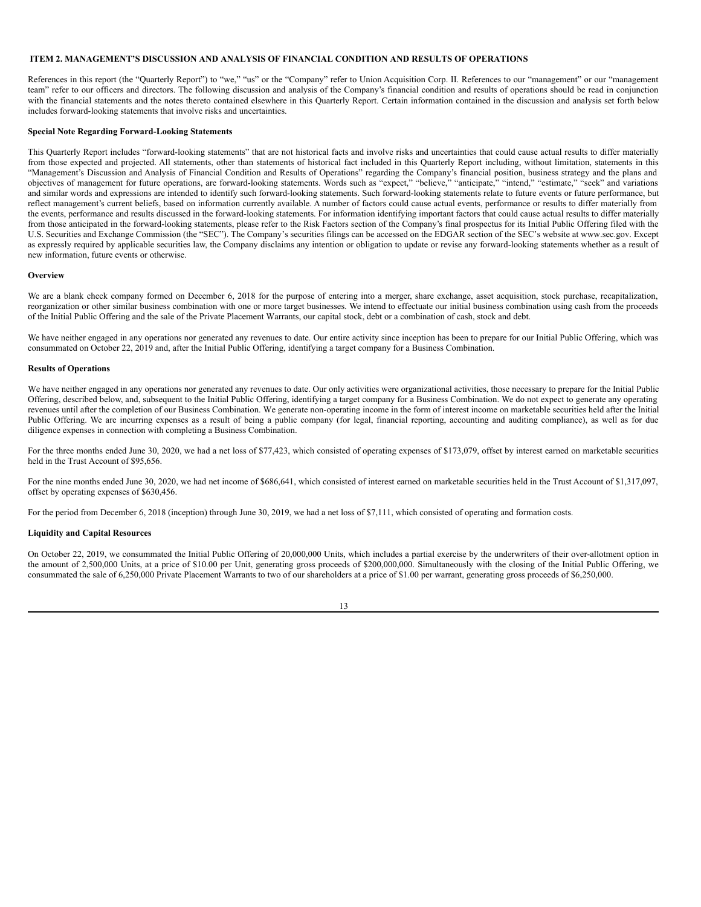### ITEM 2. MANAGEMENT'S DISCUSSION AND ANALYSIS OF FINANCIAL CONDITION AND RESULTS OF OPERATIONS

References in this report (the "Quarterly Report") to "we," "us" or the "Company" refer to Union Acquisition Corp. II. References to our "management" or our "management team" refer to our officers and directors. The following discussion and analysis of the Company's financial condition and results of operations should be read in conjunction with the financial statements and the notes thereto contained elsewhere in this Quarterly Report. Certain information contained in the discussion and analysis set forth below includes forward-looking statements that involve risks and uncertainties.

**Special Note Regarding Forward-Looking Statements**

This Quarterly Report includes "forward-looking statements" that are not historical facts and involve risks and uncertainties that could cause actual results to differ materially from those expected and projected. All statements, other than statements of historical fact included in this Quarterly Report including, without limitation, statements in this "Management's Discussion and Analysis of Financial Condition and Results of Operations" regarding the Company's financial position, business strategy and the plans and objectives of management for future operations, are forward-looking statements. Words such as "expect," "believe," "anticipate," "intend," "estimate," "seek" and variations and similar words and expressions are intended to identify such forward-looking statements. Such forward-looking statements relate to future events or future performance, but reflect management's current beliefs, based on information currently available. A number of factors could cause actual events, performance or results to differ materially from the events, performance and results discussed in the forward-looking statements. For information identifying important factors that could cause actual results to differ materially from those anticipated in the forward-looking statements, please refer to the Risk Factors section of the Company's final prospectus for its Initial Public Offering filed with the U.S. Securities and Exchange Commission (the "SEC"). The Company's securities filings can be accessed on the EDGAR section of the SEC's website at www.sec.gov. Except as expressly required by applicable securities law, the Company disclaims any intention or obligation to update or revise any forward-looking statements whether as a result of new information, future events or otherwise.

**Overview**

We are a blank check company formed on December 6, 2018 for the purpose of entering into a merger, share exchange, asset acquisition, stock purchase, recapitalization, reorganization or other similar business combination with one or more target businesses. We intend to effectuate our initial business combination using cash from the proceeds of the Initial Public Offering and the sale of the Private Placement Warrants, our capital stock, debt or a combination of cash, stock and debt.

We have neither engaged in any operations nor generated any revenues to date. Our entire activity since inception has been to prepare for our Initial Public Offering, which was consummated on October 22, 2019 and, after the Initial Public Offering, identifying a target company for a Business Combination.

**Results of Operations**

We have neither engaged in any operations nor generated any revenues to date. Our only activities were organizational activities, those necessary to prepare for the Initial Public Offering, described below, and, subsequent to the Initial Public Offering, identifying a target company for a Business Combination. We do not expect to generate any operating revenues until after the completion of our Business Combination. We generate non-operating income in the form of interest income on marketable securities held after the Initial Public Offering. We are incurring expenses as a result of being a public company (for legal, financial reporting, accounting and auditing compliance), as well as for due diligence expenses in connection with completing a Business Combination.

For the three months ended June 30, 2020, we had a net loss of $77,423, which consisted of operating expenses of $173,079, offset by interest earned on marketable securities held in the Trust Account of $95,656.

For the nine months ended June 30, 2020, we had net income of $686,641, which consisted of interest earned on marketable securities held in the Trust Account of $1,317,097, offset by operating expenses of $630,456.

For the period from December 6, 2018 (inception) through June 30, 2019, we had a net loss of $7,111, which consisted of operating and formation costs.

**Liquidity and Capital Resources**

On October 22, 2019, we consummated the Initial Public Offering of 20,000,000 Units, which includes a partial exercise by the underwriters of their over-allotment option in the amount of 2,500,000 Units, at a price of $10.00 per Unit, generating gross proceeds of $200,000,000. Simultaneously with the closing of the Initial Public Offering, we consummated the sale of 6,250,000 Private Placement Warrants to two of our shareholders at a price of $1.00 per warrant, generating gross proceeds of $6,250,000.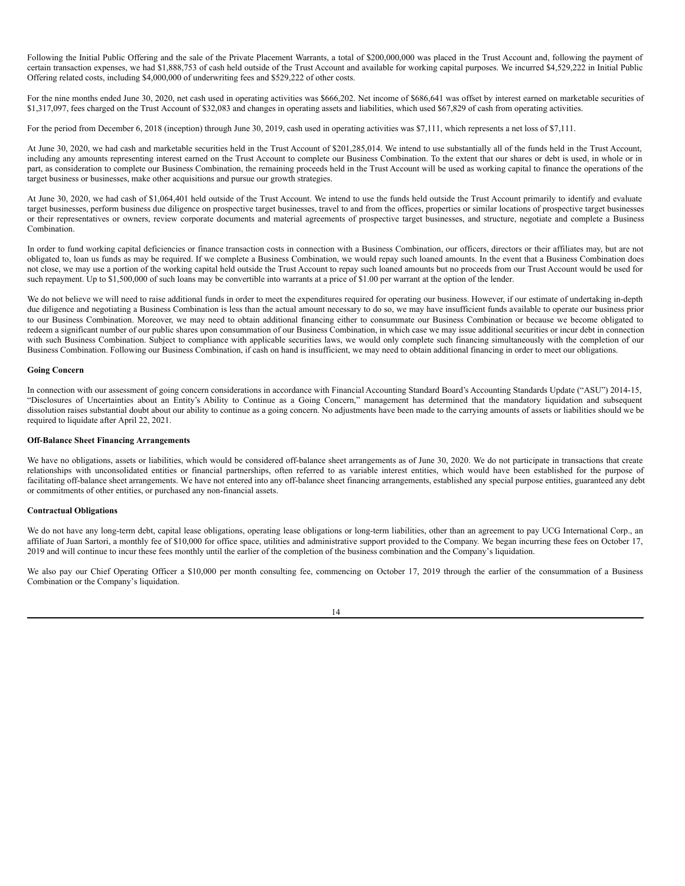Following the Initial Public Offering and the sale of the Private Placement Warrants, a total of $200,000,000 was placed in the Trust Account and, following the payment of certain transaction expenses, we had $1,888,753 of cash held outside of the Trust Account and available for working capital purposes. We incurred $4,529,222 in Initial Public Offering related costs, including $4,000,000 of underwriting fees and $529,222 of other costs.

For the nine months ended June 30, 2020, net cash used in operating activities was $666,202. Net income of $686,641 was offset by interest earned on marketable securities of $1,317,097, fees charged on the Trust Account of $32,083 and changes in operating assets and liabilities, which used $67,829 of cash from operating activities.

For the period from December 6, 2018 (inception) through June 30, 2019, cash used in operating activities was $7,111, which represents a net loss of $7,111.

At June 30, 2020, we had cash and marketable securities held in the Trust Account of $201,285,014. We intend to use substantially all of the funds held in the Trust Account, including any amounts representing interest earned on the Trust Account to complete our Business Combination. To the extent that our shares or debt is used, in whole or in part, as consideration to complete our Business Combination, the remaining proceeds held in the Trust Account will be used as working capital to finance the operations of the target business or businesses, make other acquisitions and pursue our growth strategies.

At June 30, 2020, we had cash of $1,064,401 held outside of the Trust Account. We intend to use the funds held outside the Trust Account primarily to identify and evaluate target businesses, perform business due diligence on prospective target businesses, travel to and from the offices, properties or similar locations of prospective target businesses or their representatives or owners, review corporate documents and material agreements of prospective target businesses, and structure, negotiate and complete a Business Combination.

In order to fund working capital deficiencies or finance transaction costs in connection with a Business Combination, our officers, directors or their affiliates may, but are not obligated to, loan us funds as may be required. If we complete a Business Combination, we would repay such loaned amounts. In the event that a Business Combination does not close, we may use a portion of the working capital held outside the Trust Account to repay such loaned amounts but no proceeds from our Trust Account would be used for such repayment. Up to $1,500,000 of such loans may be convertible into warrants at a price of $1.00 per warrant at the option of the lender.

We do not believe we will need to raise additional funds in order to meet the expenditures required for operating our business. However, if our estimate of undertaking in-depth due diligence and negotiating a Business Combination is less than the actual amount necessary to do so, we may have insufficient funds available to operate our business prior to our Business Combination. Moreover, we may need to obtain additional financing either to consummate our Business Combination or because we become obligated to redeem a significant number of our public shares upon consummation of our Business Combination, in which case we may issue additional securities or incur debt in connection with such Business Combination. Subject to compliance with applicable securities laws, we would only complete such financing simultaneously with the completion of our Business Combination. Following our Business Combination, if cash on hand is insufficient, we may need to obtain additional financing in order to meet our obligations.

**Going Concern**

In connection with our assessment of going concern considerations in accordance with Financial Accounting Standard Board's Accounting Standards Update ("ASU") 2014-15, "Disclosures of Uncertainties about an Entity's Ability to Continue as a Going Concern," management has determined that the mandatory liquidation and subsequent dissolution raises substantial doubt about our ability to continue as a going concern. No adjustments have been made to the carrying amounts of assets or liabilities should we be required to liquidate after April 22, 2021.

**Off-Balance Sheet Financing Arrangements**

We have no obligations, assets or liabilities, which would be considered off-balance sheet arrangements as of June 30, 2020. We do not participate in transactions that create relationships with unconsolidated entities or financial partnerships, often referred to as variable interest entities, which would have been established for the purpose of facilitating off-balance sheet arrangements. We have not entered into any off-balance sheet financing arrangements, established any special purpose entities, guaranteed any debt or commitments of other entities, or purchased any non-financial assets.

**Contractual Obligations**

We do not have any long-term debt, capital lease obligations, operating lease obligations or long-term liabilities, other than an agreement to pay UCG International Corp., an affiliate of Juan Sartori, a monthly fee of $10,000 for office space, utilities and administrative support provided to the Company. We began incurring these fees on October 17, 2019 and will continue to incur these fees monthly until the earlier of the completion of the business combination and the Company's liquidation.

We also pay our Chief Operating Officer a $10,000 per month consulting fee, commencing on October 17, 2019 through the earlier of the consummation of a Business Combination or the Company's liquidation.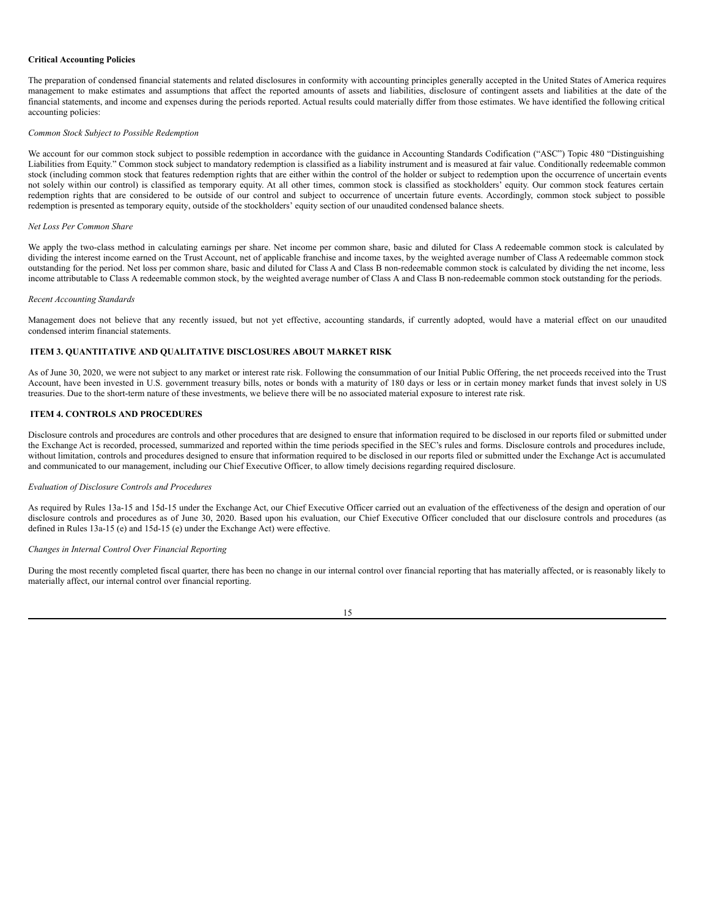**Critical Accounting Policies**

The preparation of condensed financial statements and related disclosures in conformity with accounting principles generally accepted in the United States of America requires management to make estimates and assumptions that affect the reported amounts of assets and liabilities, disclosure of contingent assets and liabilities at the date of the financial statements, and income and expenses during the periods reported. Actual results could materially differ from those estimates. We have identified the following critical accounting policies:

*Common Stock Subject to Possible Redemption*

We account for our common stock subject to possible redemption in accordance with the guidance in Accounting Standards Codification ("ASC") Topic 480 "Distinguishing Liabilities from Equity." Common stock subject to mandatory redemption is classified as a liability instrument and is measured at fair value. Conditionally redeemable common stock (including common stock that features redemption rights that are either within the control of the holder or subject to redemption upon the occurrence of uncertain events not solely within our control) is classified as temporary equity. At all other times, common stock is classified as stockholders' equity. Our common stock features certain redemption rights that are considered to be outside of our control and subject to occurrence of uncertain future events. Accordingly, common stock subject to possible redemption is presented as temporary equity, outside of the stockholders' equity section of our unaudited condensed balance sheets.

*Net Loss Per Common Share*

We apply the two-class method in calculating earnings per share. Net income per common share, basic and diluted for Class A redeemable common stock is calculated by dividing the interest income earned on the Trust Account, net of applicable franchise and income taxes, by the weighted average number of Class A redeemable common stock outstanding for the period. Net loss per common share, basic and diluted for Class A and Class B non-redeemable common stock is calculated by dividing the net income, less income attributable to Class A redeemable common stock, by the weighted average number of Class A and Class B non-redeemable common stock outstanding for the periods.

*Recent Accounting Standards*

Management does not believe that any recently issued, but not yet effective, accounting standards, if currently adopted, would have a material effect on our unaudited condensed interim financial statements.

## ITEM 3. QUANTITATIVE AND QUALITATIVE DISCLOSURES ABOUT MARKET RISK

As of June 30, 2020, we were not subject to any market or interest rate risk. Following the consummation of our Initial Public Offering, the net proceeds received into the Trust Account, have been invested in U.S. government treasury bills, notes or bonds with a maturity of 180 days or less or in certain money market funds that invest solely in US treasuries. Due to the short-term nature of these investments, we believe there will be no associated material exposure to interest rate risk.

## ITEM 4. CONTROLS AND PROCEDURES

Disclosure controls and procedures are controls and other procedures that are designed to ensure that information required to be disclosed in our reports filed or submitted under the Exchange Act is recorded, processed, summarized and reported within the time periods specified in the SEC's rules and forms. Disclosure controls and procedures include, without limitation, controls and procedures designed to ensure that information required to be disclosed in our reports filed or submitted under the Exchange Act is accumulated and communicated to our management, including our Chief Executive Officer, to allow timely decisions regarding required disclosure.

*Evaluation of Disclosure Controls and Procedures*

As required by Rules 13a-15 and 15d-15 under the Exchange Act, our Chief Executive Officer carried out an evaluation of the effectiveness of the design and operation of our disclosure controls and procedures as of June 30, 2020. Based upon his evaluation, our Chief Executive Officer concluded that our disclosure controls and procedures (as defined in Rules 13a-15 (e) and 15d-15 (e) under the Exchange Act) were effective.

*Changes in Internal Control Over Financial Reporting*

During the most recently completed fiscal quarter, there has been no change in our internal control over financial reporting that has materially affected, or is reasonably likely to materially affect, our internal control over financial reporting.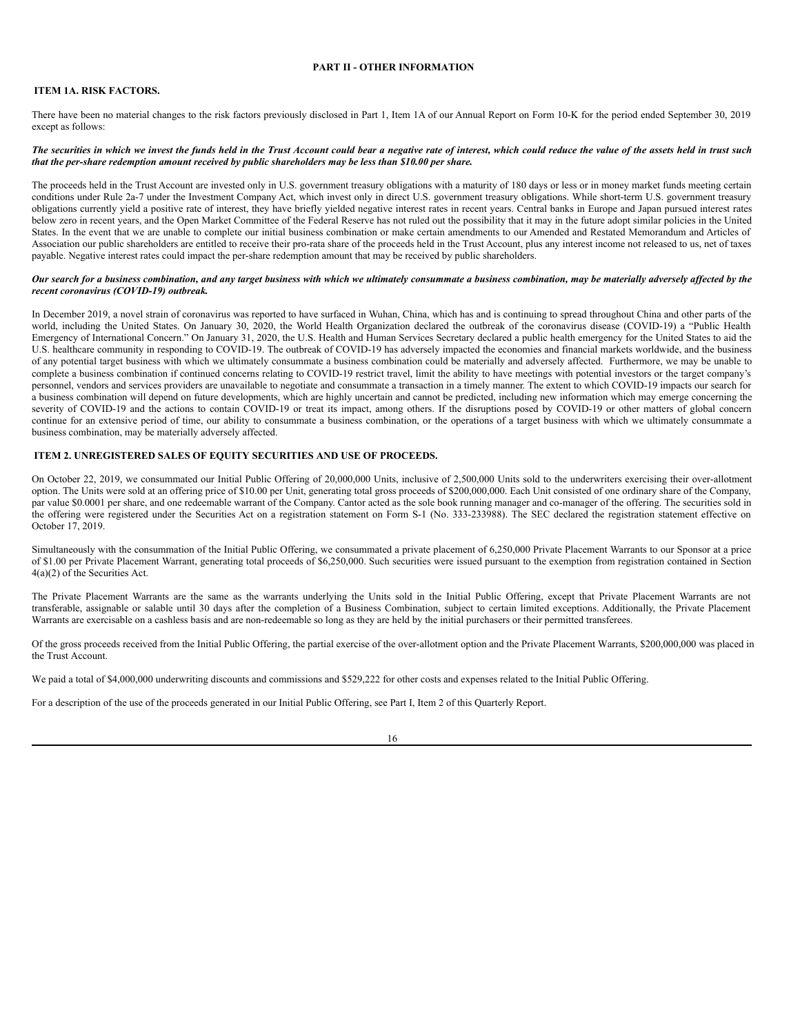# PART II - OTHER INFORMATION

## ITEM 1A. RISK FACTORS.

There have been no material changes to the risk factors previously disclosed in Part 1, Item 1A of our Annual Report on Form 10-K for the period ended September 30, 2019 except as follows:

***The securities in which we invest the funds held in the Trust Account could bear a negative rate of interest, which could reduce the value of the assets held in trust such that the per-share redemption amount received by public shareholders may be less than $10.00 per share.***

The proceeds held in the Trust Account are invested only in U.S. government treasury obligations with a maturity of 180 days or less or in money market funds meeting certain conditions under Rule 2a-7 under the Investment Company Act, which invest only in direct U.S. government treasury obligations. While short-term U.S. government treasury obligations currently yield a positive rate of interest, they have briefly yielded negative interest rates in recent years. Central banks in Europe and Japan pursued interest rates below zero in recent years, and the Open Market Committee of the Federal Reserve has not ruled out the possibility that it may in the future adopt similar policies in the United States. In the event that we are unable to complete our initial business combination or make certain amendments to our Amended and Restated Memorandum and Articles of Association our public shareholders are entitled to receive their pro-rata share of the proceeds held in the Trust Account, plus any interest income not released to us, net of taxes payable. Negative interest rates could impact the per-share redemption amount that may be received by public shareholders.

***Our search for a business combination, and any target business with which we ultimately consummate a business combination, may be materially adversely affected by the recent coronavirus (COVID-19) outbreak.***

In December 2019, a novel strain of coronavirus was reported to have surfaced in Wuhan, China, which has and is continuing to spread throughout China and other parts of the world, including the United States. On January 30, 2020, the World Health Organization declared the outbreak of the coronavirus disease (COVID-19) a "Public Health Emergency of International Concern." On January 31, 2020, the U.S. Health and Human Services Secretary declared a public health emergency for the United States to aid the U.S. healthcare community in responding to COVID-19. The outbreak of COVID-19 has adversely impacted the economies and financial markets worldwide, and the business of any potential target business with which we ultimately consummate a business combination could be materially and adversely affected. Furthermore, we may be unable to complete a business combination if continued concerns relating to COVID-19 restrict travel, limit the ability to have meetings with potential investors or the target company's personnel, vendors and services providers are unavailable to negotiate and consummate a transaction in a timely manner. The extent to which COVID-19 impacts our search for a business combination will depend on future developments, which are highly uncertain and cannot be predicted, including new information which may emerge concerning the severity of COVID-19 and the actions to contain COVID-19 or treat its impact, among others. If the disruptions posed by COVID-19 or other matters of global concern continue for an extensive period of time, our ability to consummate a business combination, or the operations of a target business with which we ultimately consummate a business combination, may be materially adversely affected.

## ITEM 2. UNREGISTERED SALES OF EQUITY SECURITIES AND USE OF PROCEEDS.

On October 22, 2019, we consummated our Initial Public Offering of 20,000,000 Units, inclusive of 2,500,000 Units sold to the underwriters exercising their over-allotment option. The Units were sold at an offering price of $10.00 per Unit, generating total gross proceeds of $200,000,000. Each Unit consisted of one ordinary share of the Company, par value $0.0001 per share, and one redeemable warrant of the Company. Cantor acted as the sole book running manager and co-manager of the offering. The securities sold in the offering were registered under the Securities Act on a registration statement on Form S-1 (No. 333-233988). The SEC declared the registration statement effective on October 17, 2019.

Simultaneously with the consummation of the Initial Public Offering, we consummated a private placement of 6,250,000 Private Placement Warrants to our Sponsor at a price of $1.00 per Private Placement Warrant, generating total proceeds of $6,250,000. Such securities were issued pursuant to the exemption from registration contained in Section 4(a)(2) of the Securities Act.

The Private Placement Warrants are the same as the warrants underlying the Units sold in the Initial Public Offering, except that Private Placement Warrants are not transferable, assignable or salable until 30 days after the completion of a Business Combination, subject to certain limited exceptions. Additionally, the Private Placement Warrants are exercisable on a cashless basis and are non-redeemable so long as they are held by the initial purchasers or their permitted transferees.

Of the gross proceeds received from the Initial Public Offering, the partial exercise of the over-allotment option and the Private Placement Warrants, $200,000,000 was placed in the Trust Account.

We paid a total of $4,000,000 underwriting discounts and commissions and $529,222 for other costs and expenses related to the Initial Public Offering.

For a description of the use of the proceeds generated in our Initial Public Offering, see Part I, Item 2 of this Quarterly Report.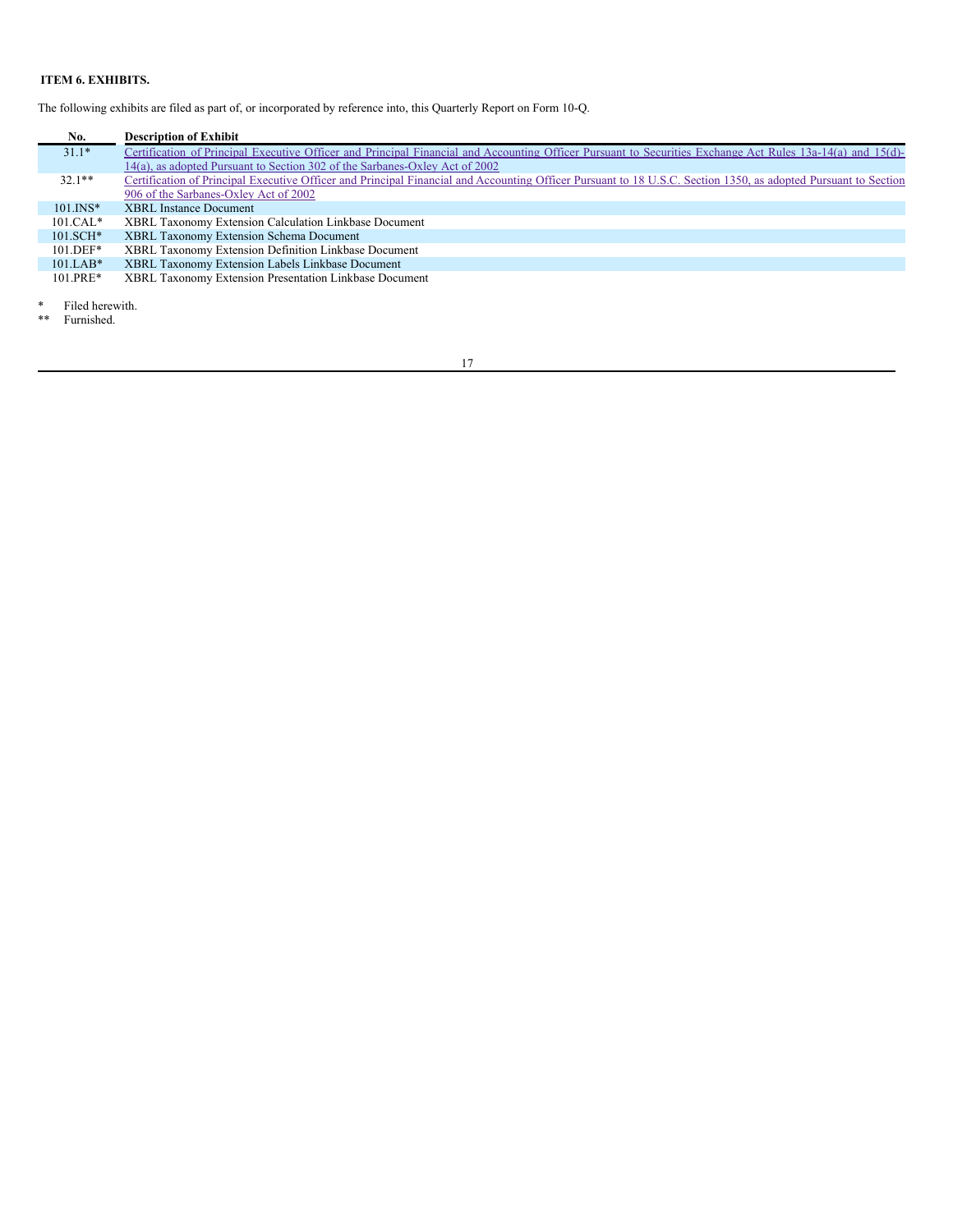### ITEM 6. EXHIBITS.

The following exhibits are filed as part of, or incorporated by reference into, this Quarterly Report on Form 10-Q.

| No. | Description of Exhibit |
|---|---|
| 31.1* | Certification of Principal Executive Officer and Principal Financial and Accounting Officer Pursuant to Securities Exchange Act Rules 13a-14(a) and 15(d)-14(a), as adopted Pursuant to Section 302 of the Sarbanes-Oxley Act of 2002 |
| 32.1** | Certification of Principal Executive Officer and Principal Financial and Accounting Officer Pursuant to 18 U.S.C. Section 1350, as adopted Pursuant to Section 906 of the Sarbanes-Oxley Act of 2002 |
| 101.INS* | XBRL Instance Document |
| 101.CAL* | XBRL Taxonomy Extension Calculation Linkbase Document |
| 101.SCH* | XBRL Taxonomy Extension Schema Document |
| 101.DEF* | XBRL Taxonomy Extension Definition Linkbase Document |
| 101.LAB* | XBRL Taxonomy Extension Labels Linkbase Document |
| 101.PRE* | XBRL Taxonomy Extension Presentation Linkbase Document |

\* Filed herewith.

** Furnished.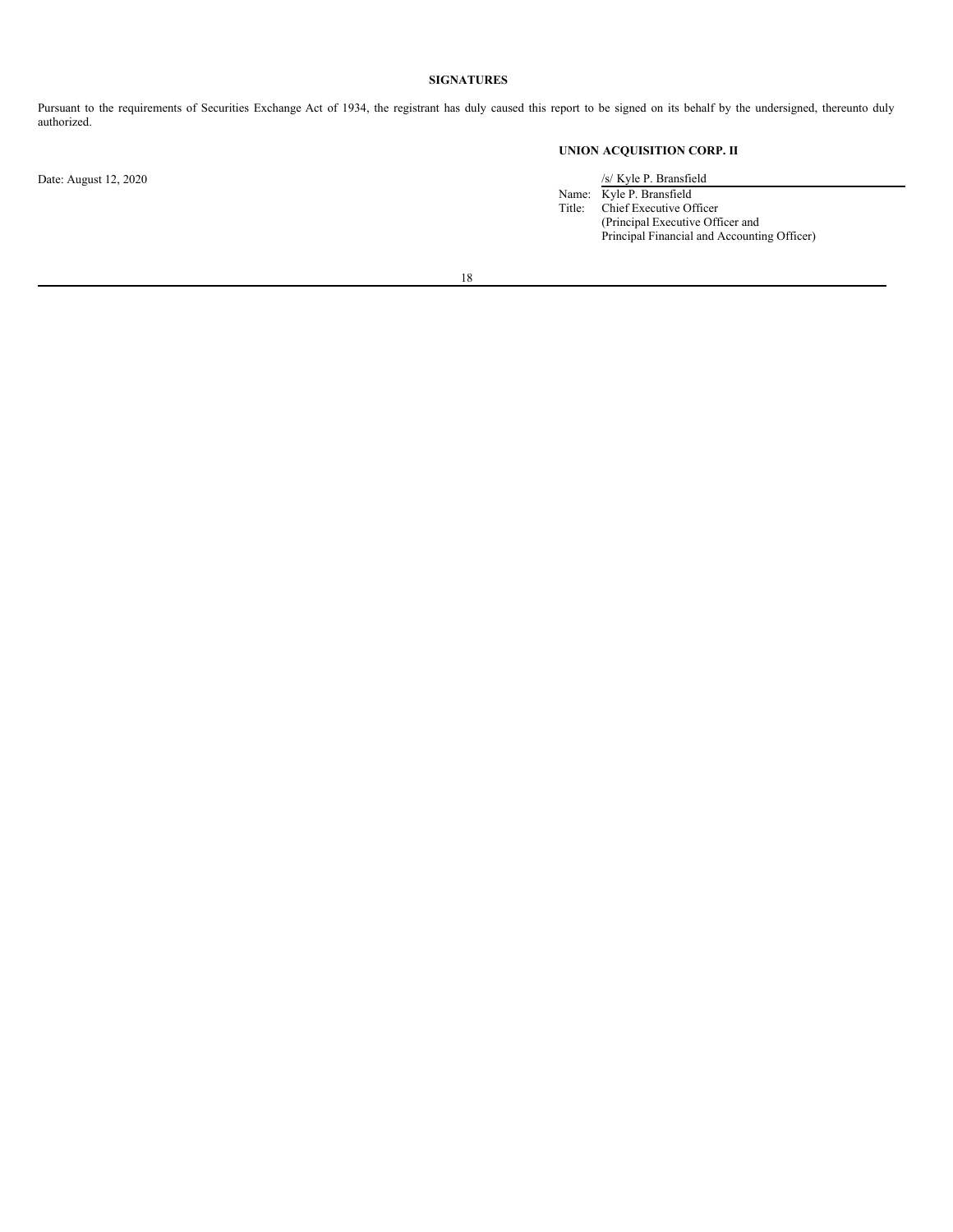**SIGNATURES**

Pursuant to the requirements of Securities Exchange Act of 1934, the registrant has duly caused this report to be signed on its behalf by the undersigned, thereunto duly authorized.

**UNION ACQUISITION CORP. II**

Date: August 12, 2020

/s/ Kyle P. Bransfield

Name: Kyle P. Bransfield
Title: Chief Executive Officer
(Principal Executive Officer and
Principal Financial and Accounting Officer)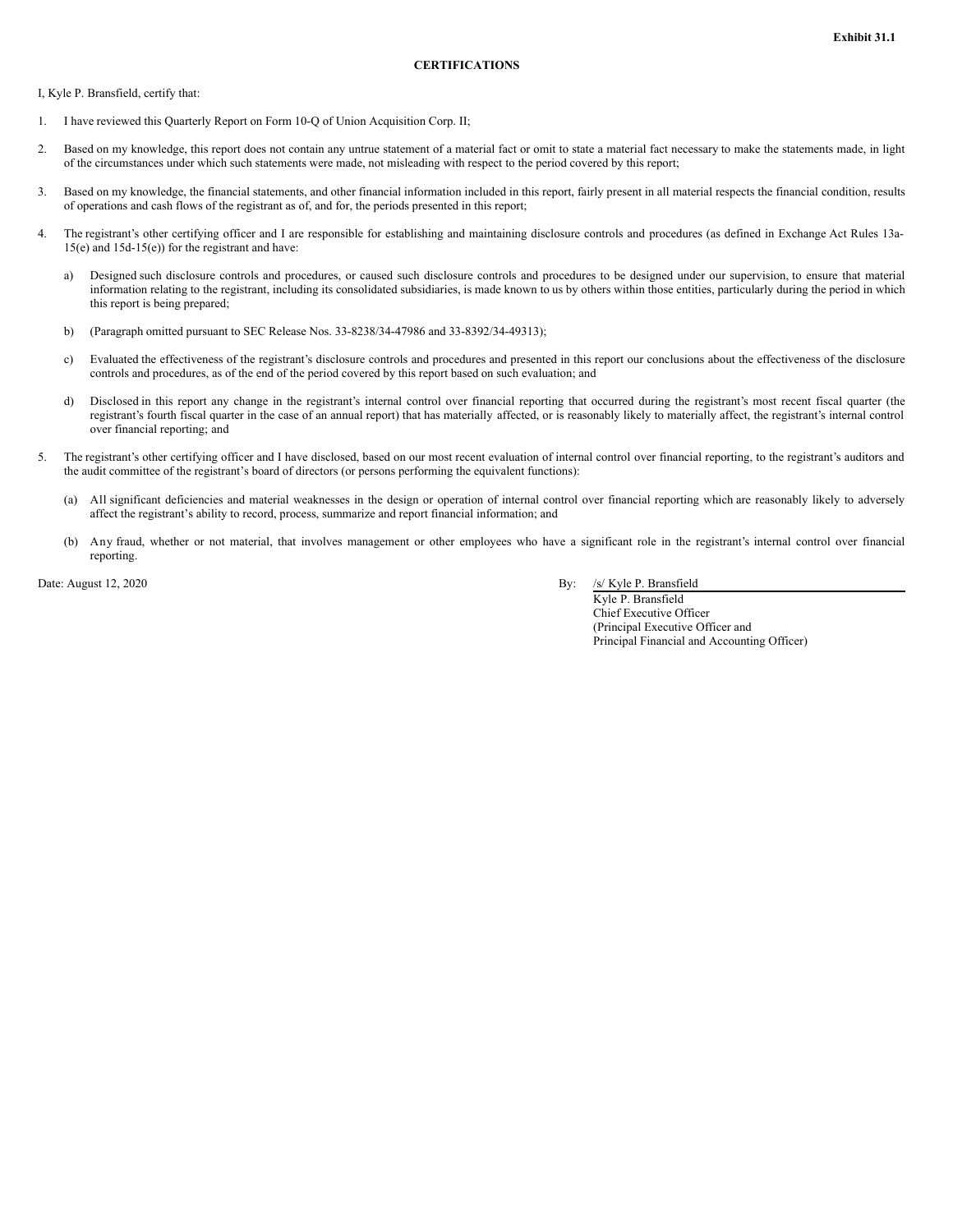**Exhibit 31.1**

**CERTIFICATIONS**

I, Kyle P. Bransfield, certify that:

1. I have reviewed this Quarterly Report on Form 10-Q of Union Acquisition Corp. II;

2. Based on my knowledge, this report does not contain any untrue statement of a material fact or omit to state a material fact necessary to make the statements made, in light of the circumstances under which such statements were made, not misleading with respect to the period covered by this report;

3. Based on my knowledge, the financial statements, and other financial information included in this report, fairly present in all material respects the financial condition, results of operations and cash flows of the registrant as of, and for, the periods presented in this report;

4. The registrant's other certifying officer and I are responsible for establishing and maintaining disclosure controls and procedures (as defined in Exchange Act Rules 13a-15(e) and 15d-15(e)) for the registrant and have:

   a) Designed such disclosure controls and procedures, or caused such disclosure controls and procedures to be designed under our supervision, to ensure that material information relating to the registrant, including its consolidated subsidiaries, is made known to us by others within those entities, particularly during the period in which this report is being prepared;

   b) (Paragraph omitted pursuant to SEC Release Nos. 33-8238/34-47986 and 33-8392/34-49313);

   c) Evaluated the effectiveness of the registrant's disclosure controls and procedures and presented in this report our conclusions about the effectiveness of the disclosure controls and procedures, as of the end of the period covered by this report based on such evaluation; and

   d) Disclosed in this report any change in the registrant's internal control over financial reporting that occurred during the registrant's most recent fiscal quarter (the registrant's fourth fiscal quarter in the case of an annual report) that has materially affected, or is reasonably likely to materially affect, the registrant's internal control over financial reporting; and

5. The registrant's other certifying officer and I have disclosed, based on our most recent evaluation of internal control over financial reporting, to the registrant's auditors and the audit committee of the registrant's board of directors (or persons performing the equivalent functions):

   (a) All significant deficiencies and material weaknesses in the design or operation of internal control over financial reporting which are reasonably likely to adversely affect the registrant's ability to record, process, summarize and report financial information; and

   (b) Any fraud, whether or not material, that involves management or other employees who have a significant role in the registrant's internal control over financial reporting.

Date: August 12, 2020

By: /s/ Kyle P. Bransfield
Kyle P. Bransfield
Chief Executive Officer
(Principal Executive Officer and
Principal Financial and Accounting Officer)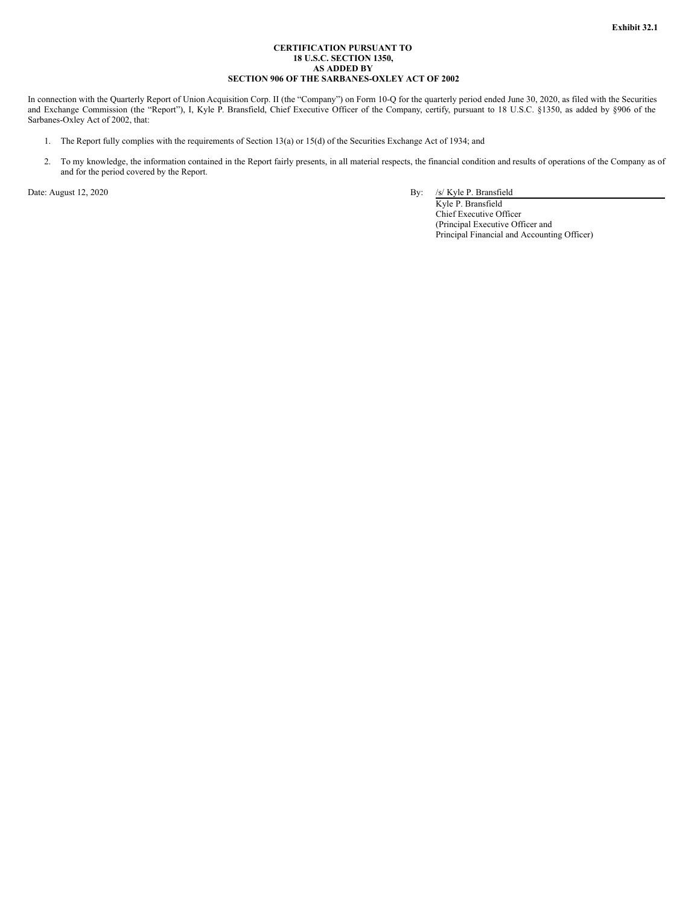**Exhibit 32.1**

**CERTIFICATION PURSUANT TO**
**18 U.S.C. SECTION 1350,**
**AS ADDED BY**
**SECTION 906 OF THE SARBANES-OXLEY ACT OF 2002**

In connection with the Quarterly Report of Union Acquisition Corp. II (the "Company") on Form 10-Q for the quarterly period ended June 30, 2020, as filed with the Securities and Exchange Commission (the "Report"), I, Kyle P. Bransfield, Chief Executive Officer of the Company, certify, pursuant to 18 U.S.C. §1350, as added by §906 of the Sarbanes-Oxley Act of 2002, that:

1. The Report fully complies with the requirements of Section 13(a) or 15(d) of the Securities Exchange Act of 1934; and

2. To my knowledge, the information contained in the Report fairly presents, in all material respects, the financial condition and results of operations of the Company as of and for the period covered by the Report.

Date: August 12, 2020

By: /s/ Kyle P. Bransfield
Kyle P. Bransfield
Chief Executive Officer
(Principal Executive Officer and
Principal Financial and Accounting Officer)